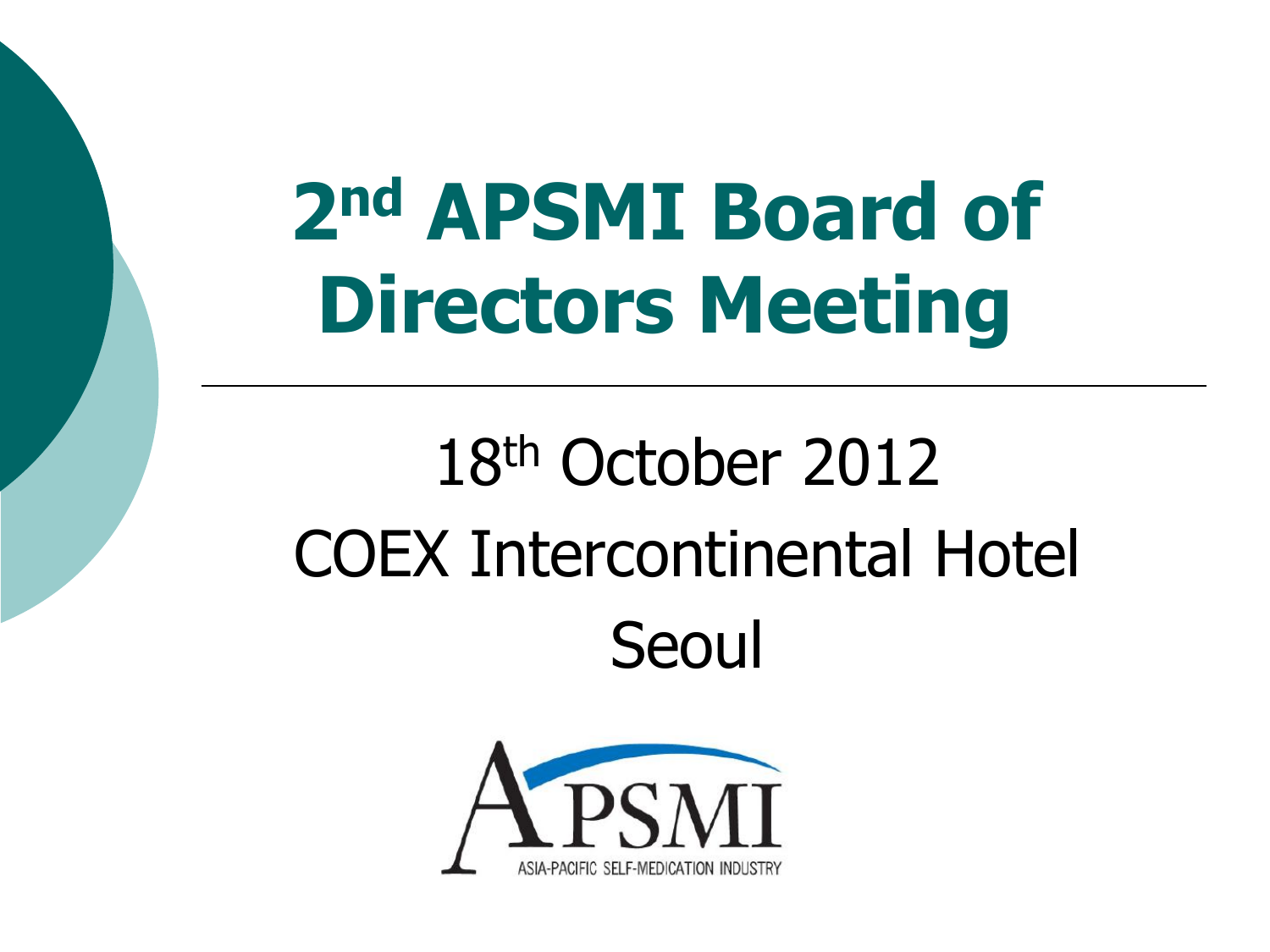# 2nd APSMI Board of Directors Meeting

18th October 2012

COEX Intercontinental Hotel

Seoul

APSMI

ASIA-PACIFIC SELF-MEDICATION INDUSTRY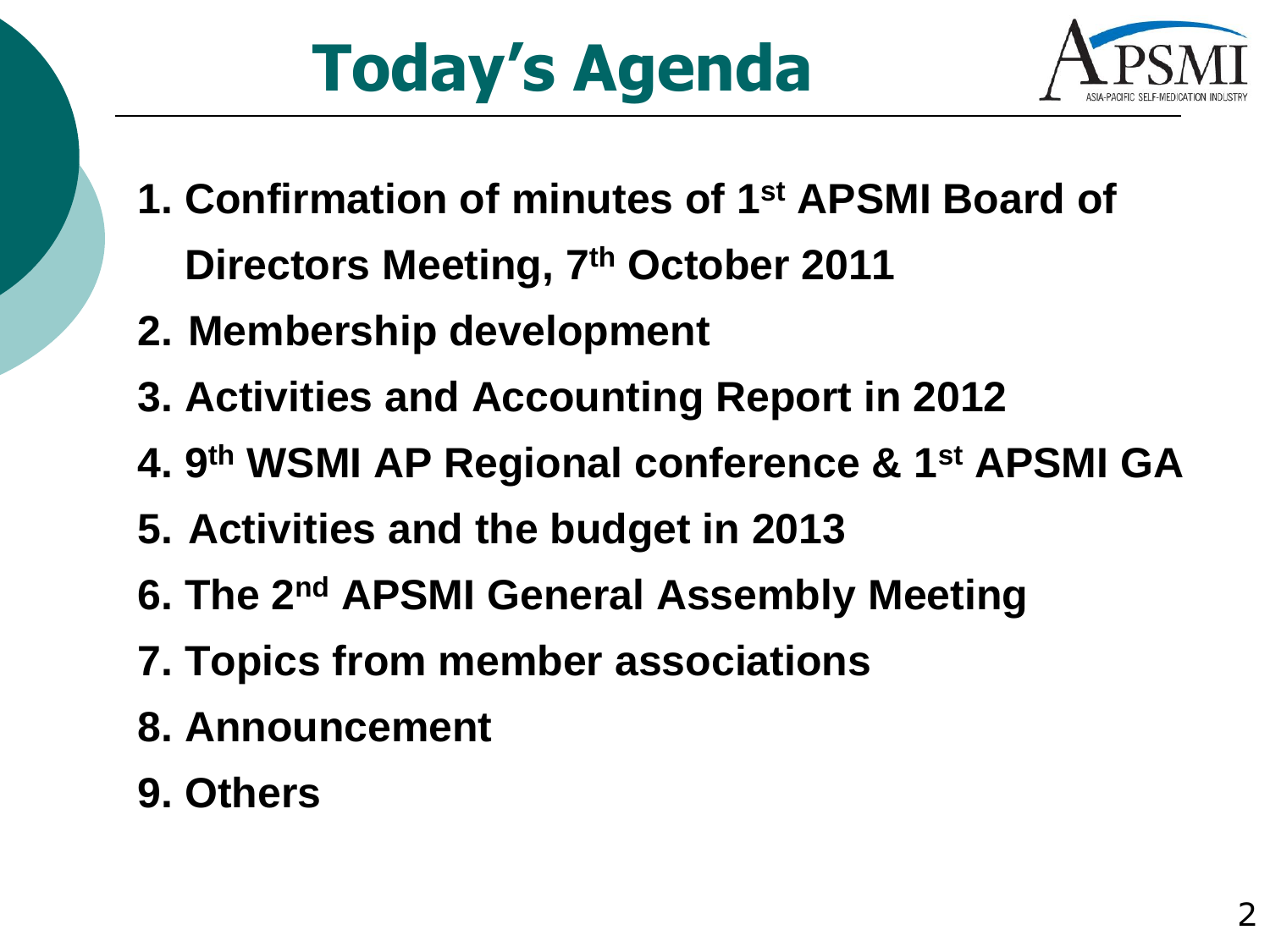# Today's Agenda

1. Confirmation of minutes of 1st APSMI Board of Directors Meeting, 7th October 2011
2. Membership development
3. Activities and Accounting Report in 2012
4. 9th WSMI AP Regional conference & 1st APSMI GA
5. Activities and the budget in 2013
6. The 2nd APSMI General Assembly Meeting
7. Topics from member associations
8. Announcement
9. Others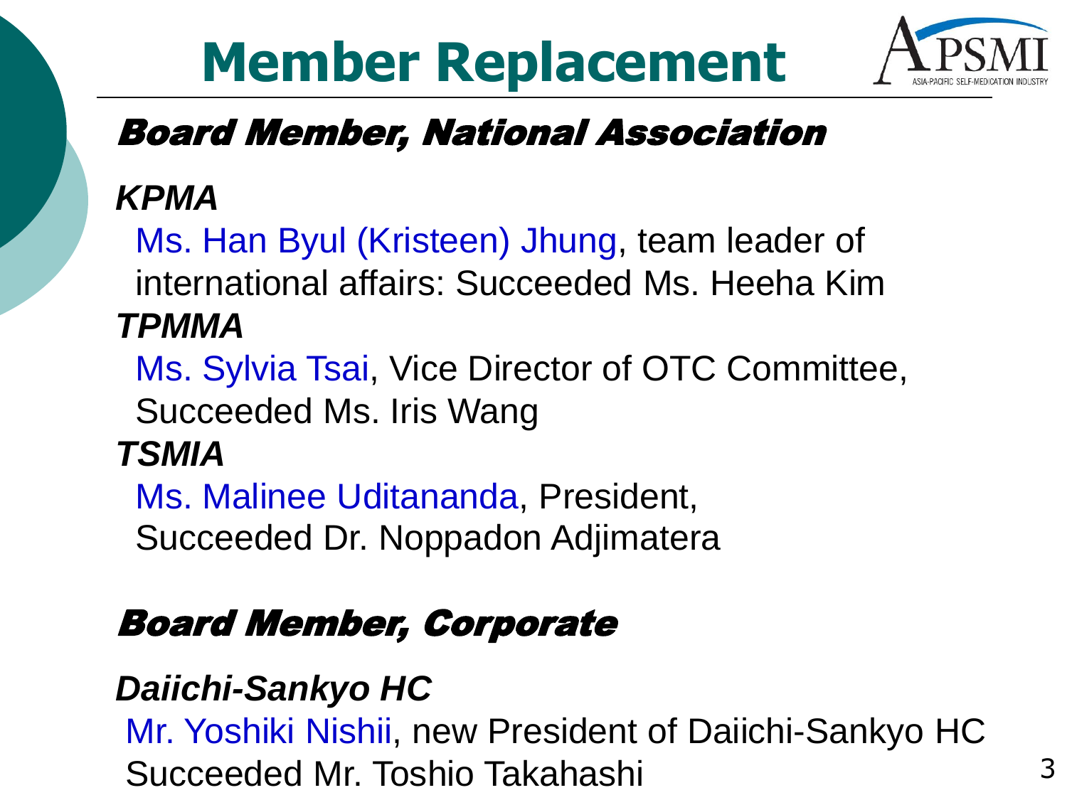# Member Replacement

## *Board Member, National Association*

***KPMA***

Ms. Han Byul (Kristeen) Jhung, team leader of international affairs: Succeeded Ms. Heeha Kim

***TPMMA***

Ms. Sylvia Tsai, Vice Director of OTC Committee, Succeeded Ms. Iris Wang

***TSMIA***

Ms. Malinee Uditananda, President, Succeeded Dr. Noppadon Adjimatera

## *Board Member, Corporate*

***Daiichi-Sankyo HC***

Mr. Yoshiki Nishii, new President of Daiichi-Sankyo HC Succeeded Mr. Toshio Takahashi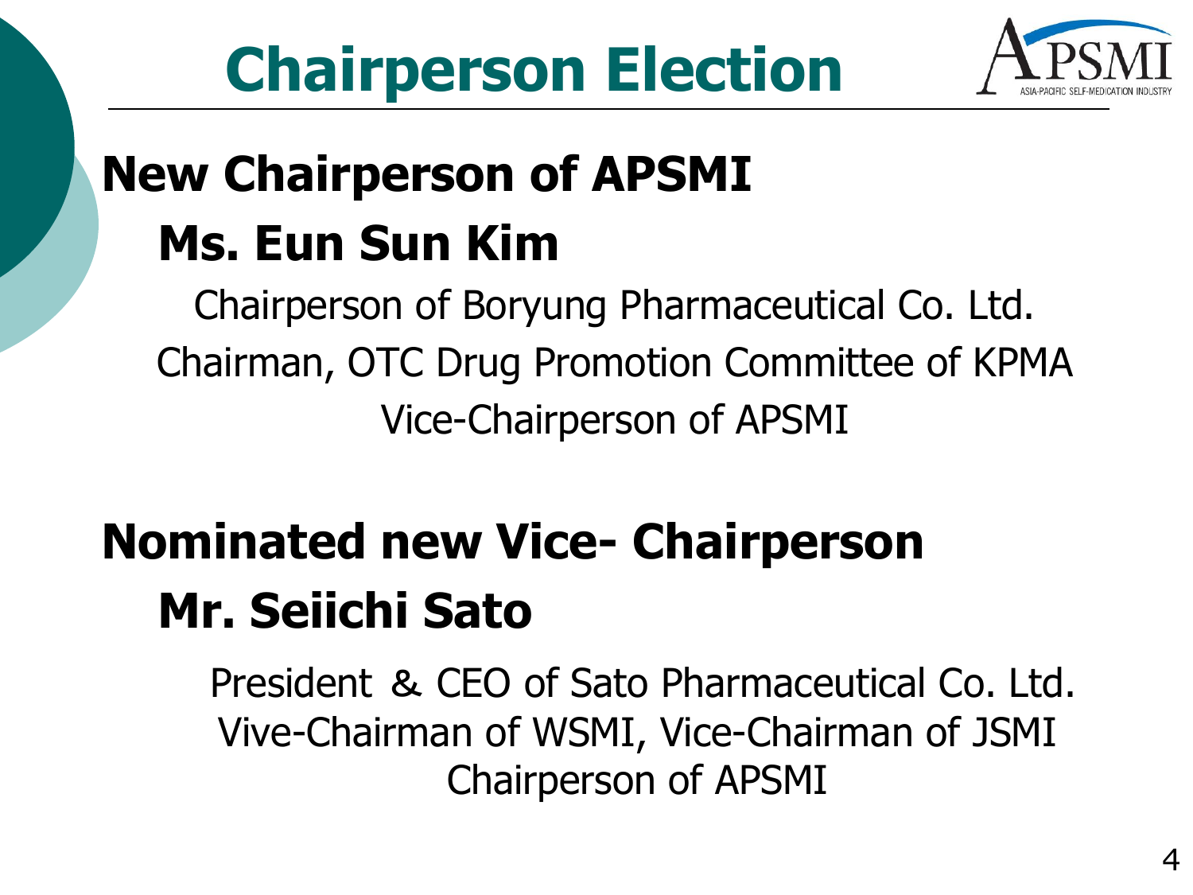# Chairperson Election

## New Chairperson of APSMI

### Ms. Eun Sun Kim

Chairperson of Boryung Pharmaceutical Co. Ltd.
Chairman, OTC Drug Promotion Committee of KPMA
Vice-Chairperson of APSMI

## Nominated new Vice- Chairperson

### Mr. Seiichi Sato

President & CEO of Sato Pharmaceutical Co. Ltd.
Vive-Chairman of WSMI, Vice-Chairman of JSMI
Chairperson of APSMI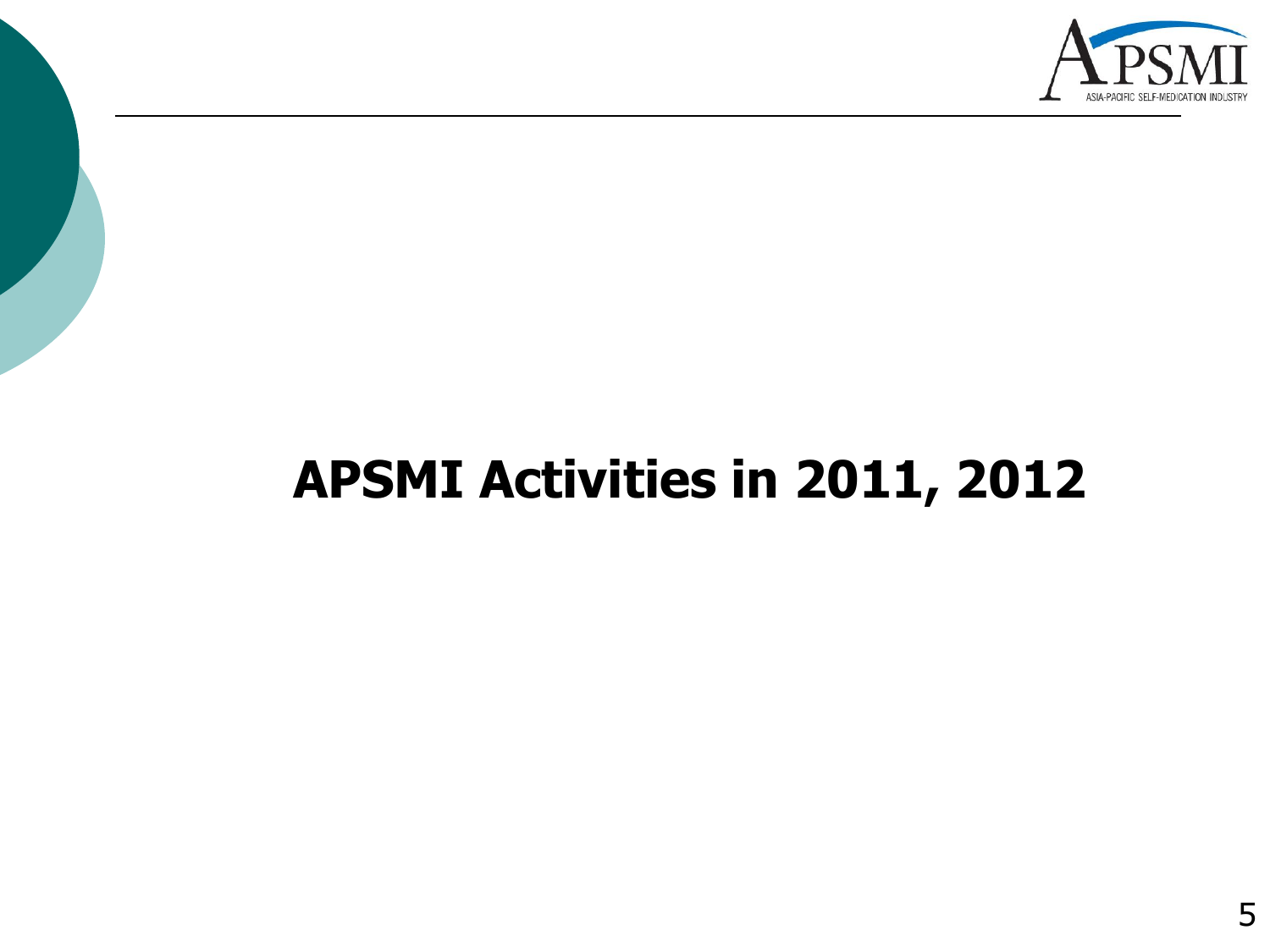# APSMI Activities in 2011, 2012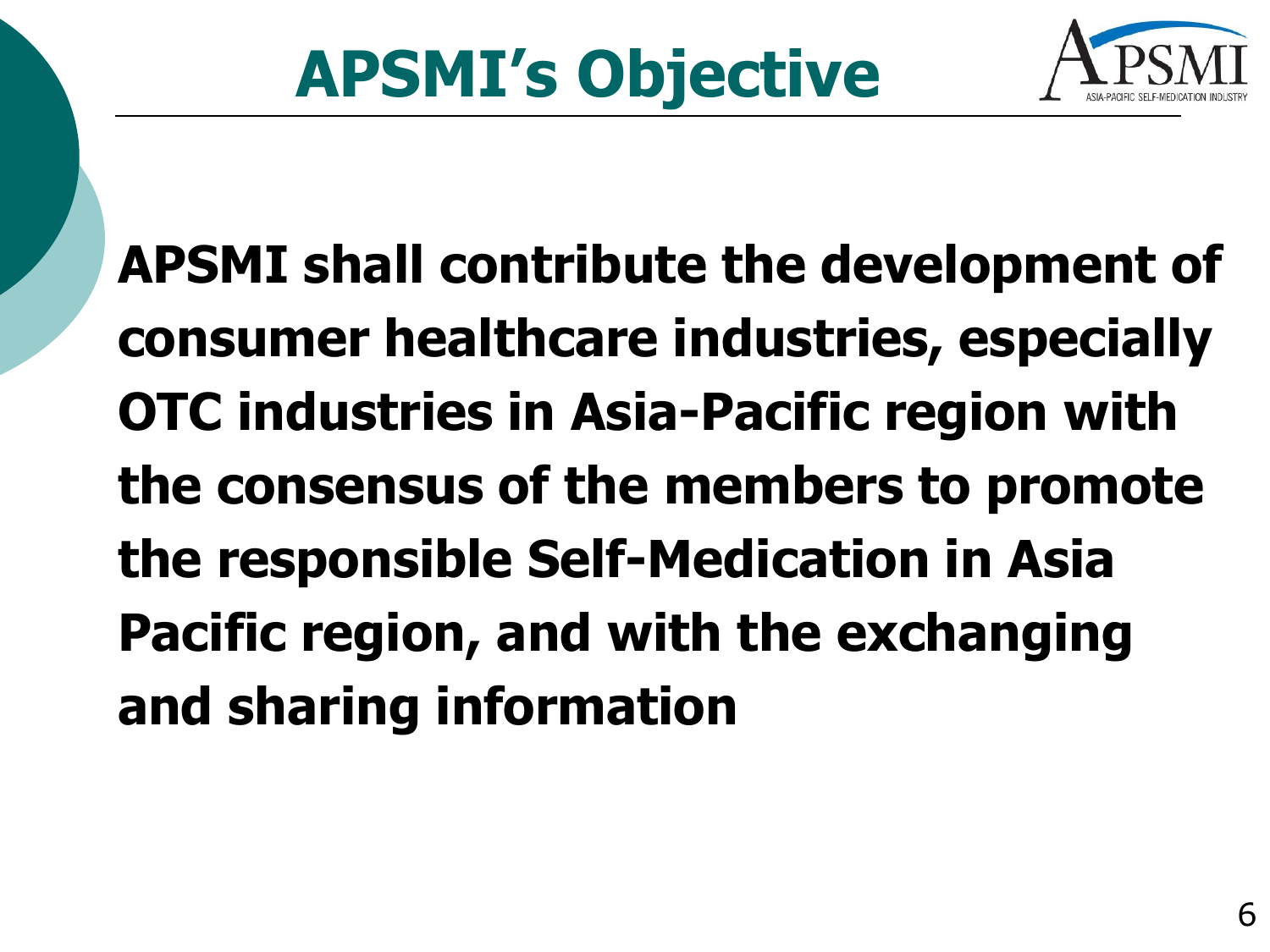# APSMI's Objective

**APSMI shall contribute the development of consumer healthcare industries, especially OTC industries in Asia-Pacific region with the consensus of the members to promote the responsible Self-Medication in Asia Pacific region, and with the exchanging and sharing information**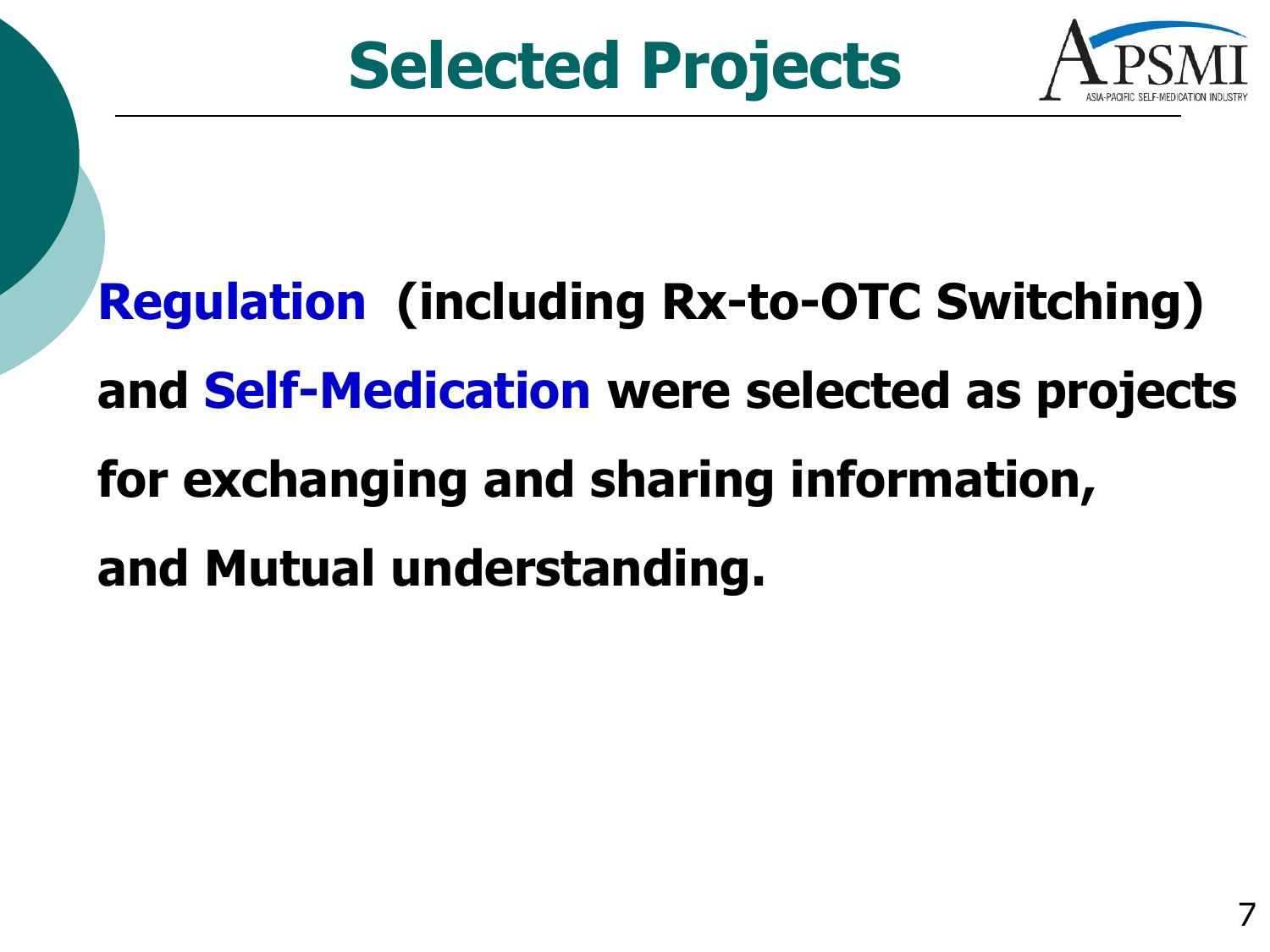# Selected Projects

**Regulation (including Rx-to-OTC Switching) and Self-Medication were selected as projects for exchanging and sharing information, and Mutual understanding.**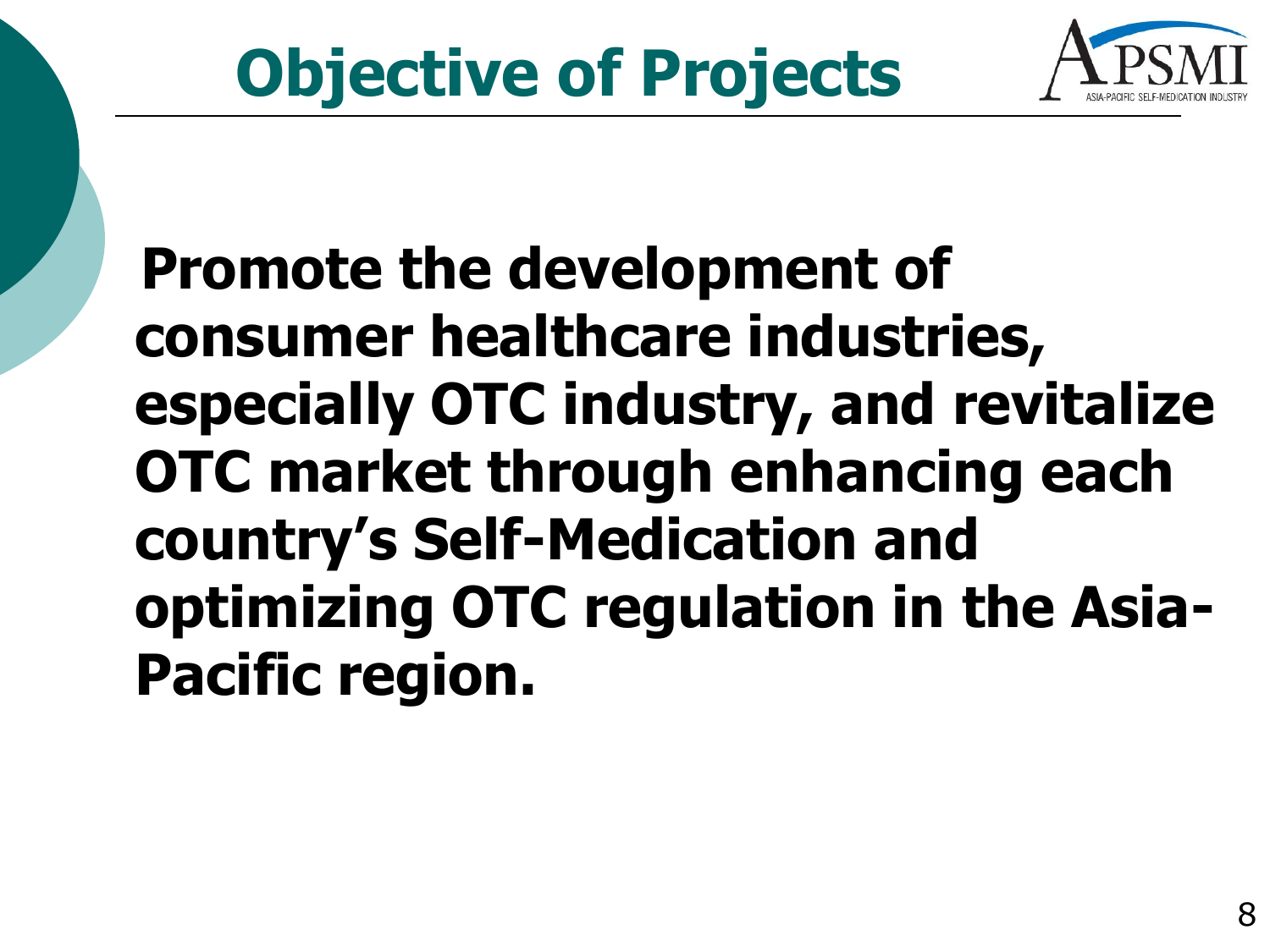# Objective of Projects

**Promote the development of consumer healthcare industries, especially OTC industry, and revitalize OTC market through enhancing each country's Self-Medication and optimizing OTC regulation in the Asia-Pacific region.**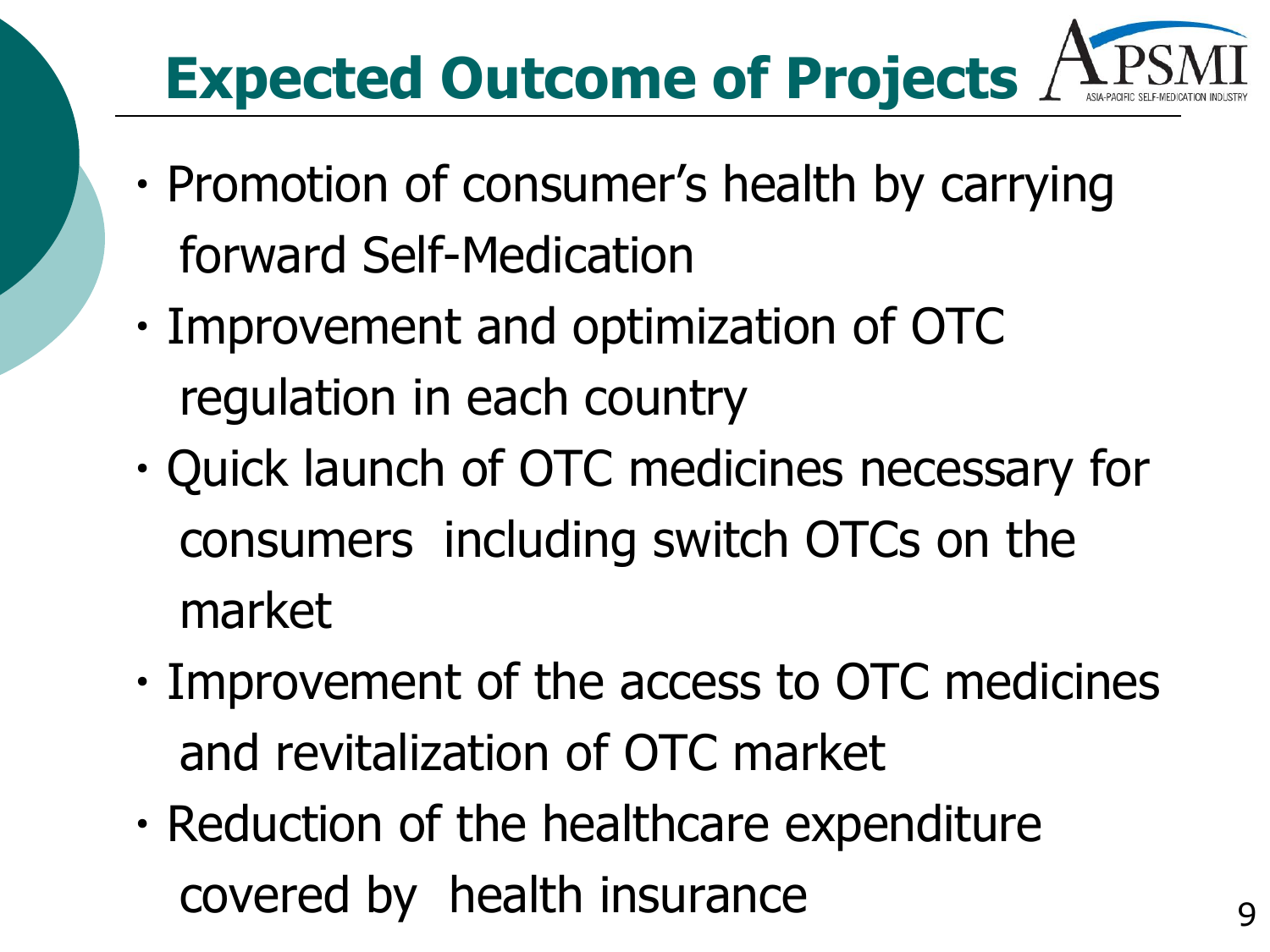# Expected Outcome of Projects

- Promotion of consumer's health by carrying forward Self-Medication
- Improvement and optimization of OTC regulation in each country
- Quick launch of OTC medicines necessary for consumers including switch OTCs on the market
- Improvement of the access to OTC medicines and revitalization of OTC market
- Reduction of the healthcare expenditure covered by health insurance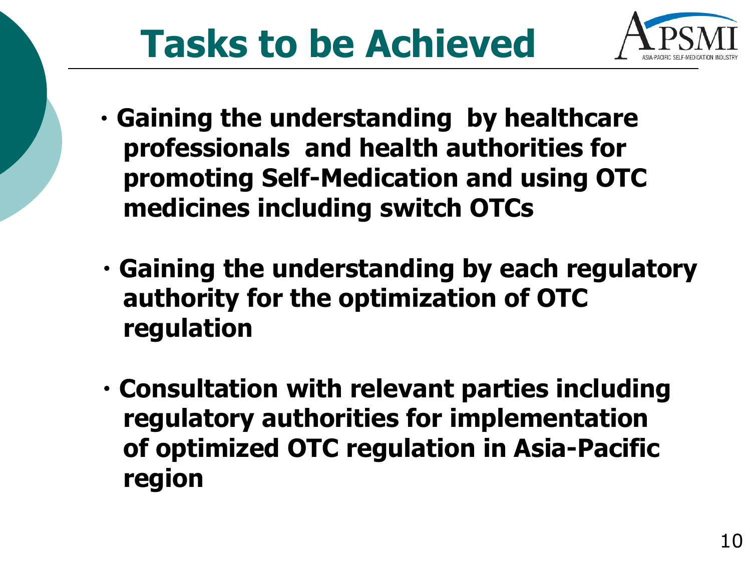# Tasks to be Achieved

- **Gaining the understanding by healthcare professionals and health authorities for promoting Self-Medication and using OTC medicines including switch OTCs**

- **Gaining the understanding by each regulatory authority for the optimization of OTC regulation**

- **Consultation with relevant parties including regulatory authorities for implementation of optimized OTC regulation in Asia-Pacific region**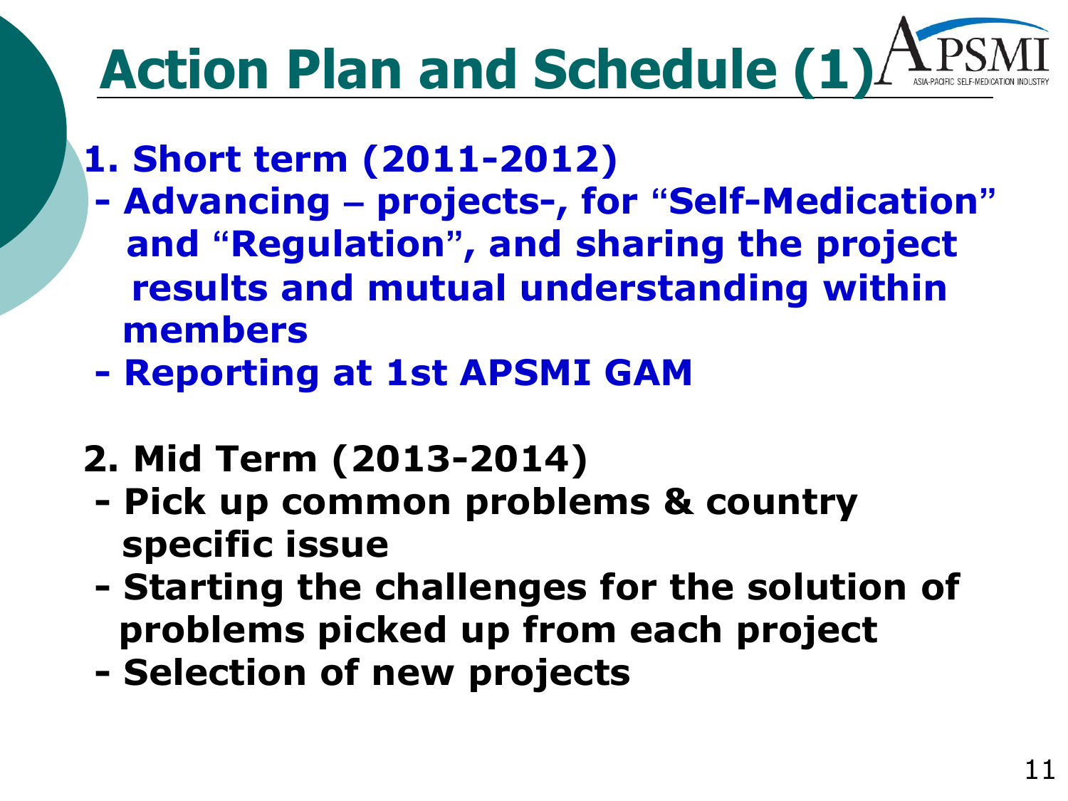# Action Plan and Schedule (1)

**1. Short term (2011-2012)**

- **Advancing – projects-, for "Self-Medication" and "Regulation", and sharing the project results and mutual understanding within members**
- **Reporting at 1st APSMI GAM**

**2. Mid Term (2013-2014)**

- **Pick up common problems & country specific issue**
- **Starting the challenges for the solution of problems picked up from each project**
- **Selection of new projects**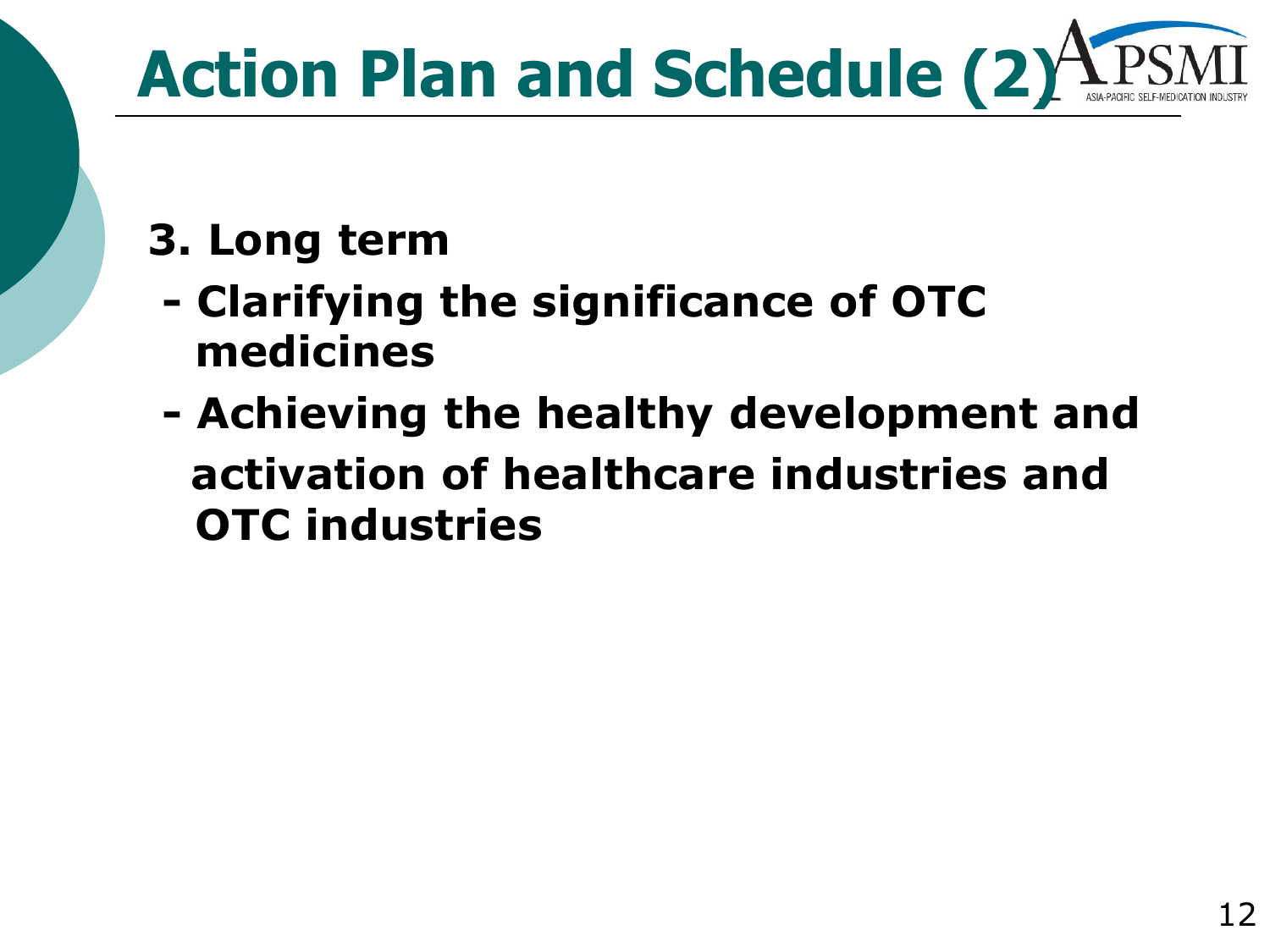# Action Plan and Schedule (2)

**3. Long term**

- **Clarifying the significance of OTC medicines**
- **Achieving the healthy development and activation of healthcare industries and OTC industries**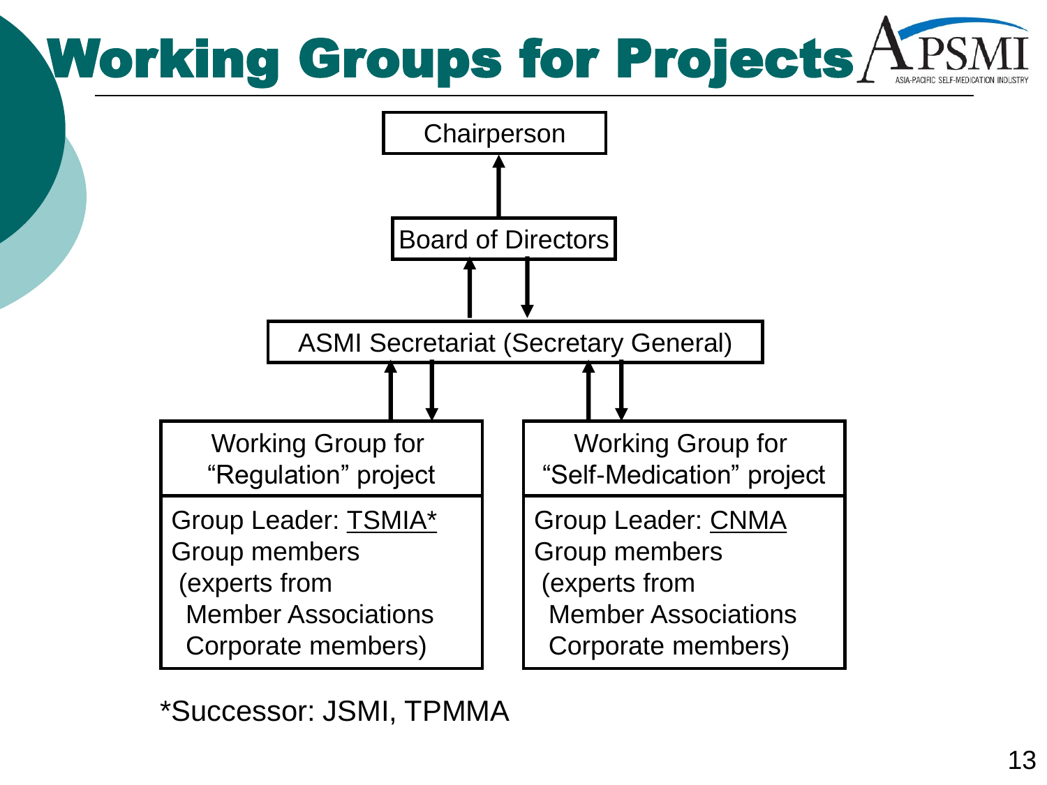# Working Groups for Projects

APSMI — ASIA-PACIFIC SELF-MEDICATION INDUSTRY

Chairperson

↑

Board of Directors

↑↓

ASMI Secretariat (Secretary General)

↑↓ ↑↓

| Working Group for "Regulation" project | Working Group for "Self-Medication" project |
| --- | --- |
| Group Leader: <u>TSMIA*</u><br>Group members<br>(experts from<br>Member Associations<br>Corporate members) | Group Leader: <u>CNMA</u><br>Group members<br>(experts from<br>Member Associations<br>Corporate members) |

*Successor: JSMI, TPMMA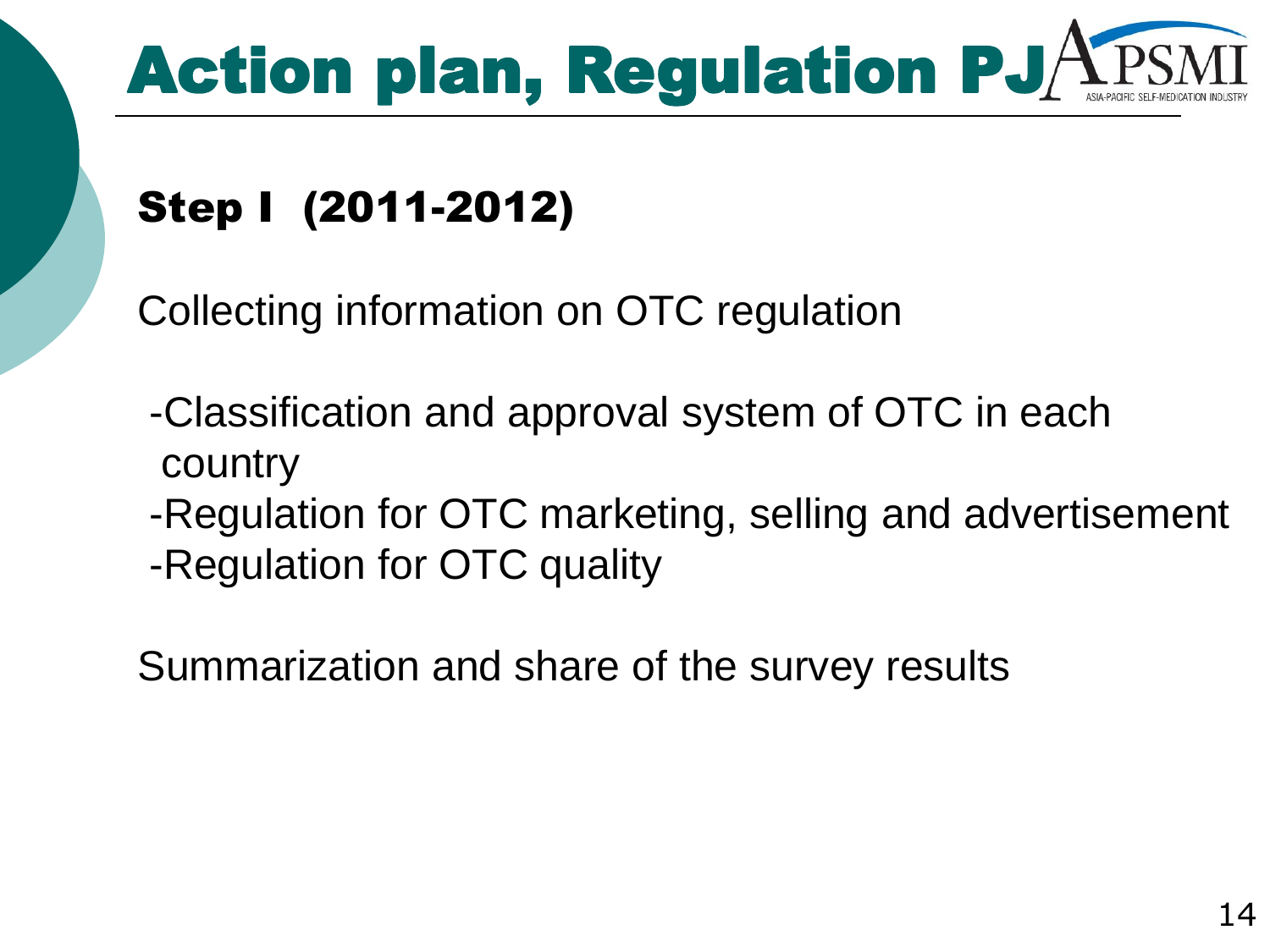# Action plan, Regulation PJ

## Step I (2011-2012)

Collecting information on OTC regulation

- Classification and approval system of OTC in each country
- Regulation for OTC marketing, selling and advertisement
- Regulation for OTC quality

Summarization and share of the survey results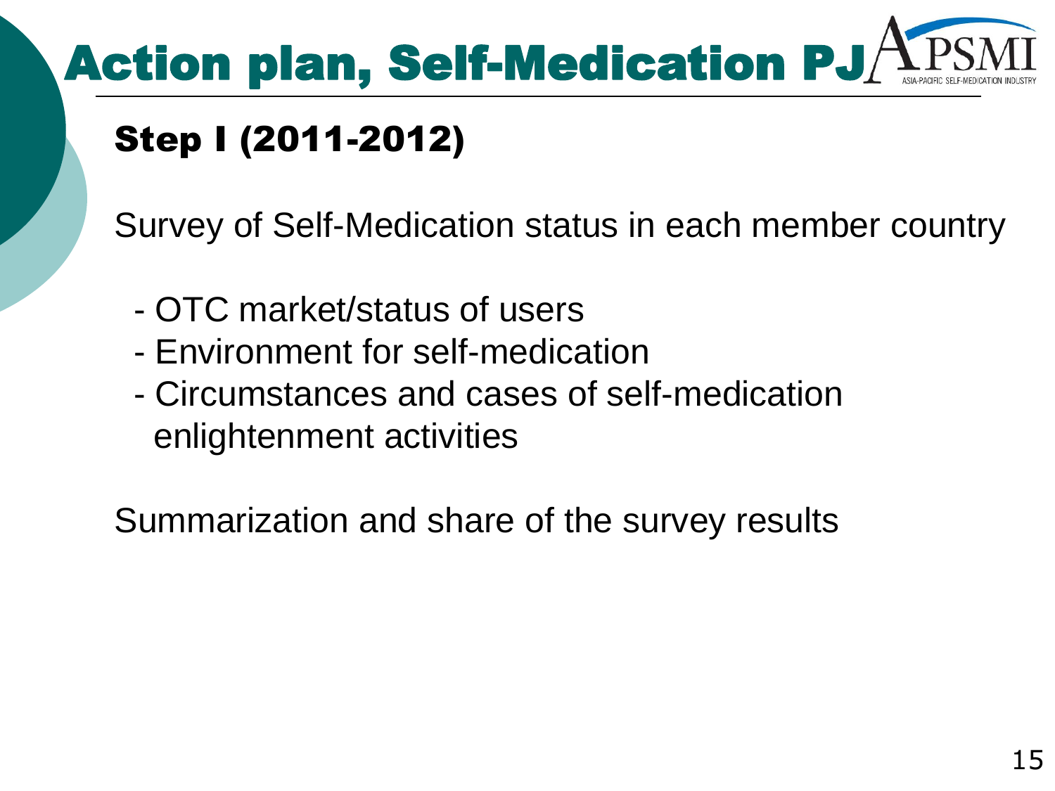# Action plan, Self-Medication PJ

APSMI ASIA-PACIFIC SELF-MEDICATION INDUSTRY

## Step I (2011-2012)

Survey of Self-Medication status in each member country

- OTC market/status of users
- Environment for self-medication
- Circumstances and cases of self-medication enlightenment activities

Summarization and share of the survey results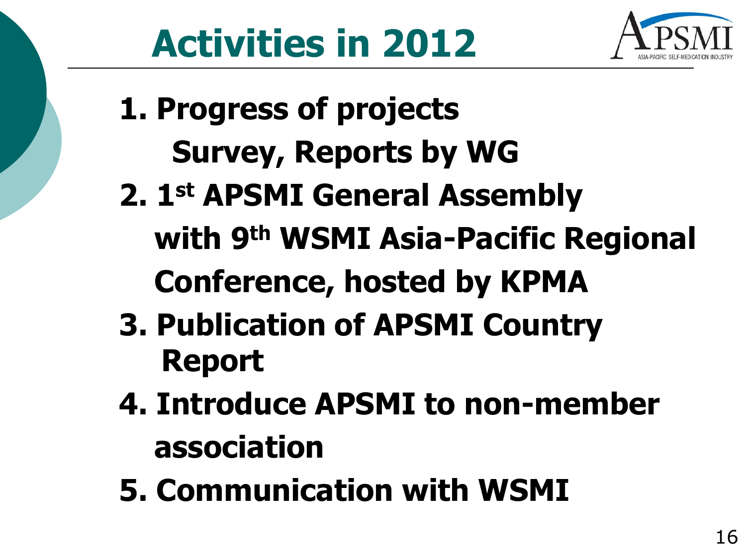# Activities in 2012

1. **Progress of projects**
   **Survey, Reports by WG**
2. **1st APSMI General Assembly with 9th WSMI Asia-Pacific Regional Conference, hosted by KPMA**
3. **Publication of APSMI Country Report**
4. **Introduce APSMI to non-member association**
5. **Communication with WSMI**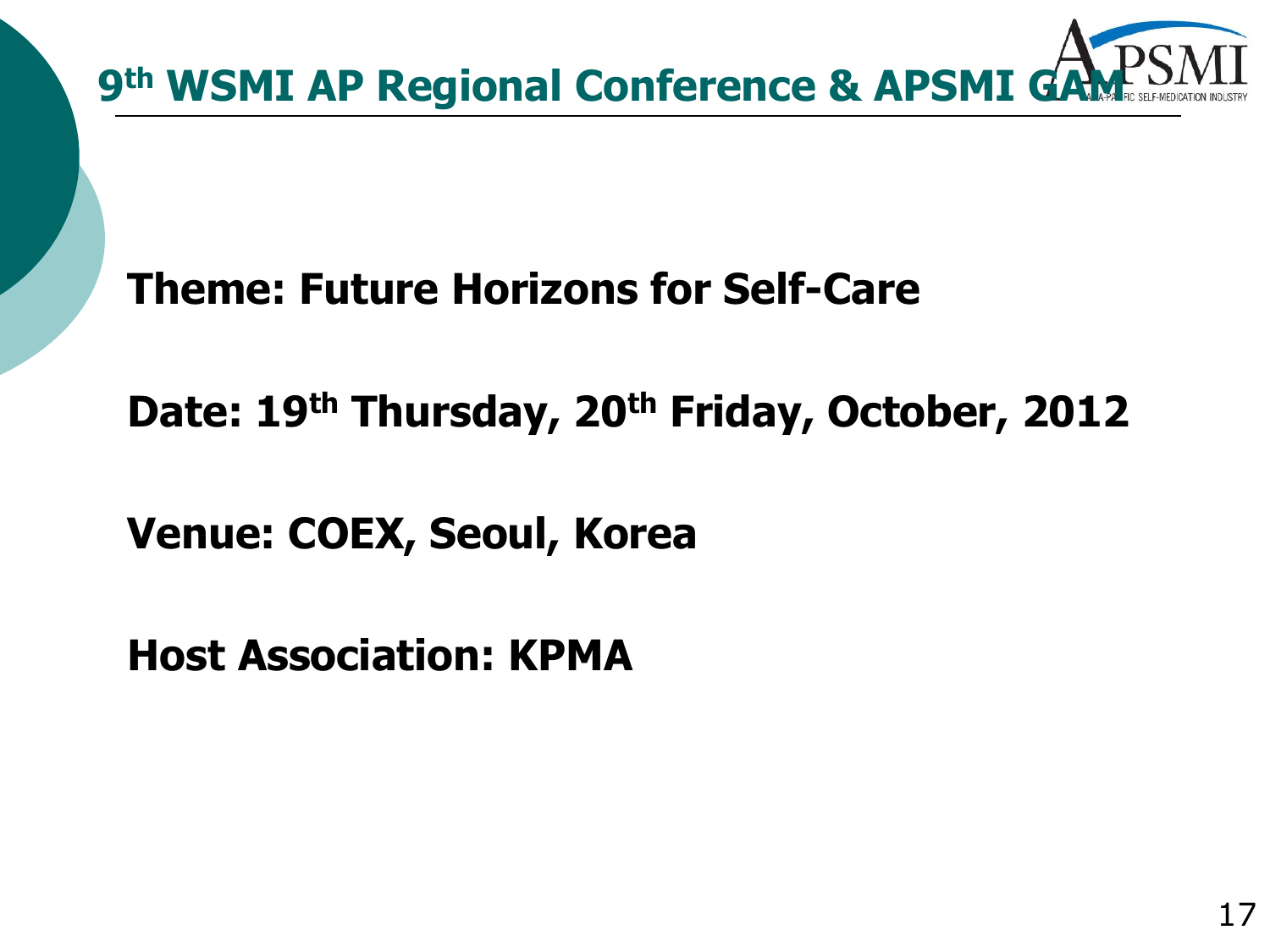# 9th WSMI AP Regional Conference & APSMI GAM

**Theme: Future Horizons for Self-Care**

**Date: 19th Thursday, 20th Friday, October, 2012**

**Venue: COEX, Seoul, Korea**

**Host Association: KPMA**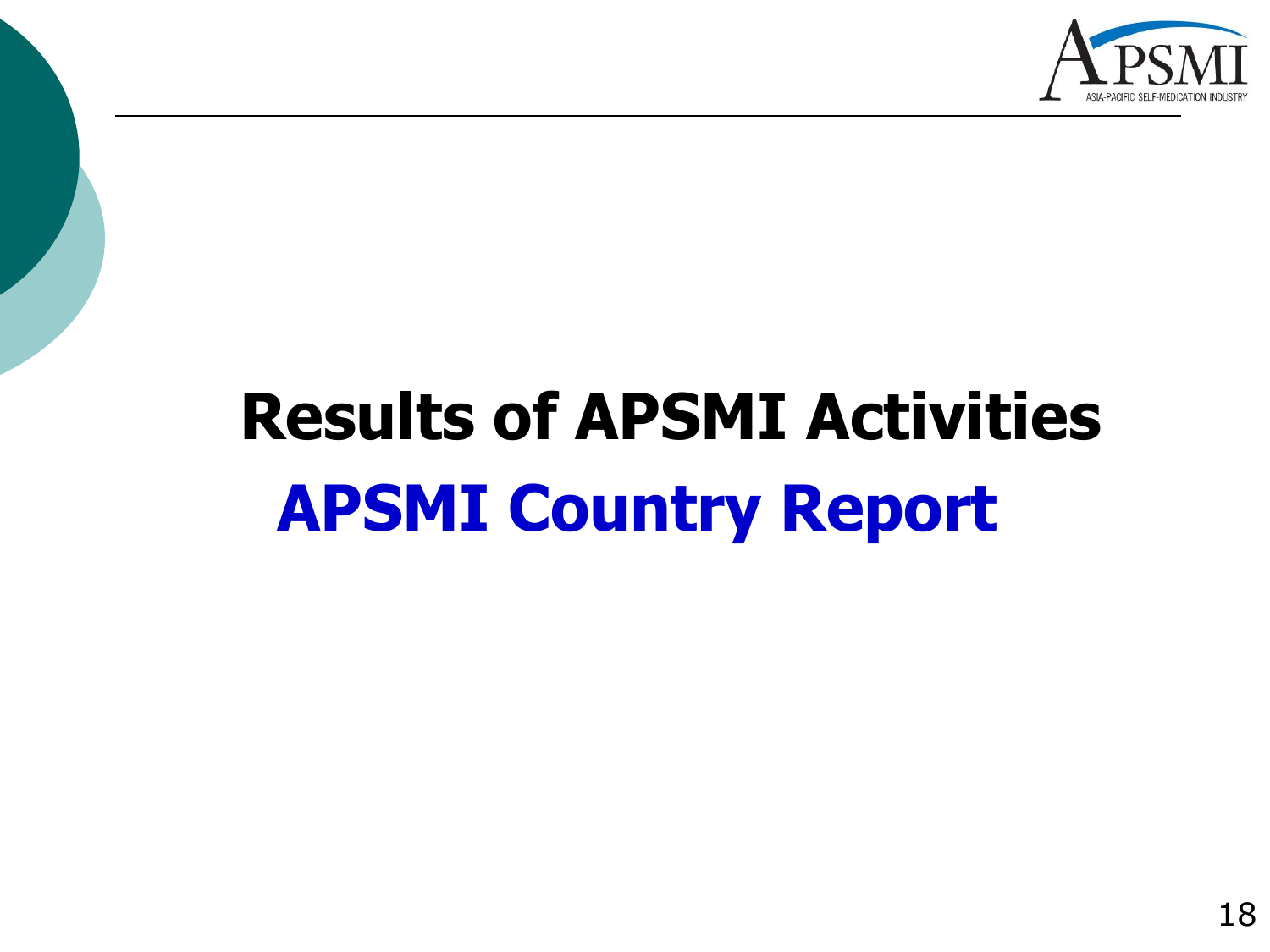# Results of APSMI Activities

## APSMI Country Report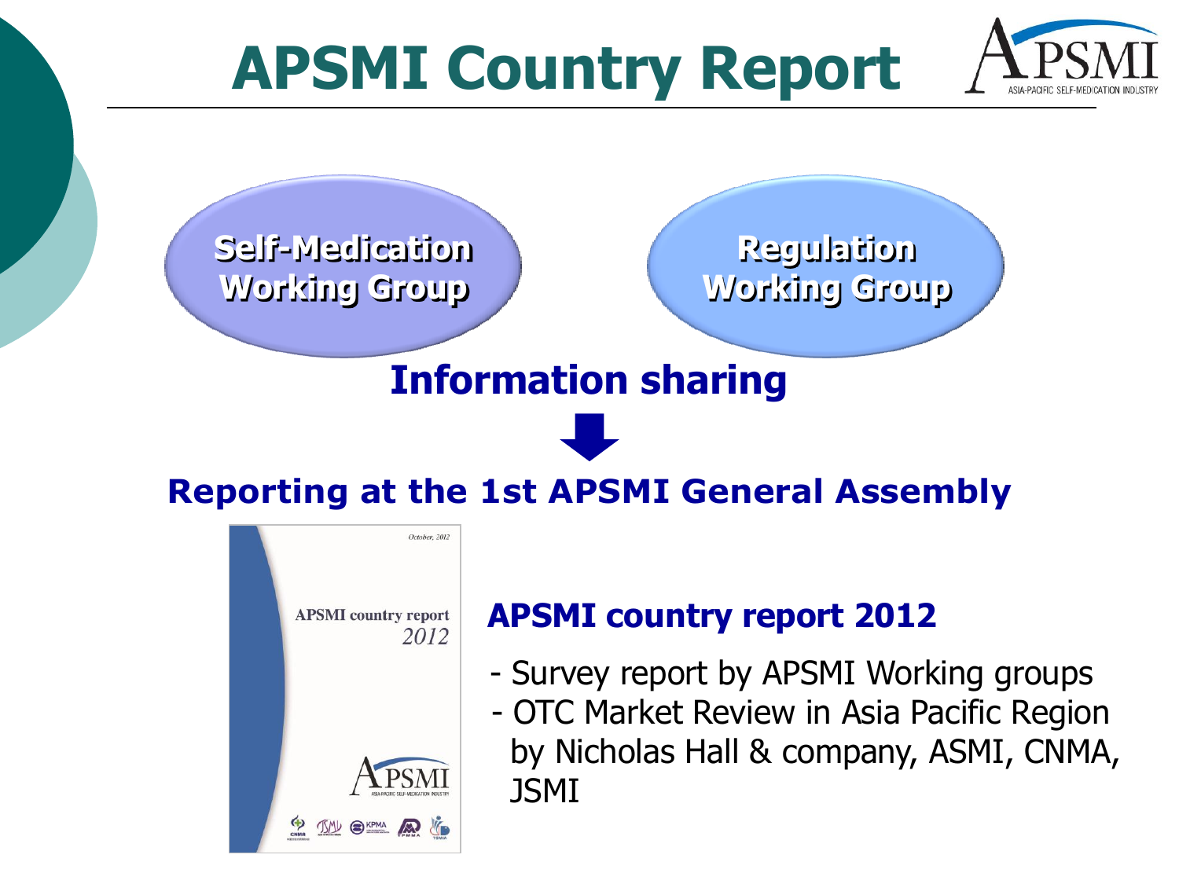# APSMI Country Report

Self-Medication Working Group

Regulation Working Group

**Information sharing**

**Reporting at the 1st APSMI General Assembly**

## APSMI country report 2012

- Survey report by APSMI Working groups
- OTC Market Review in Asia Pacific Region by Nicholas Hall & company, ASMI, CNMA, JSMI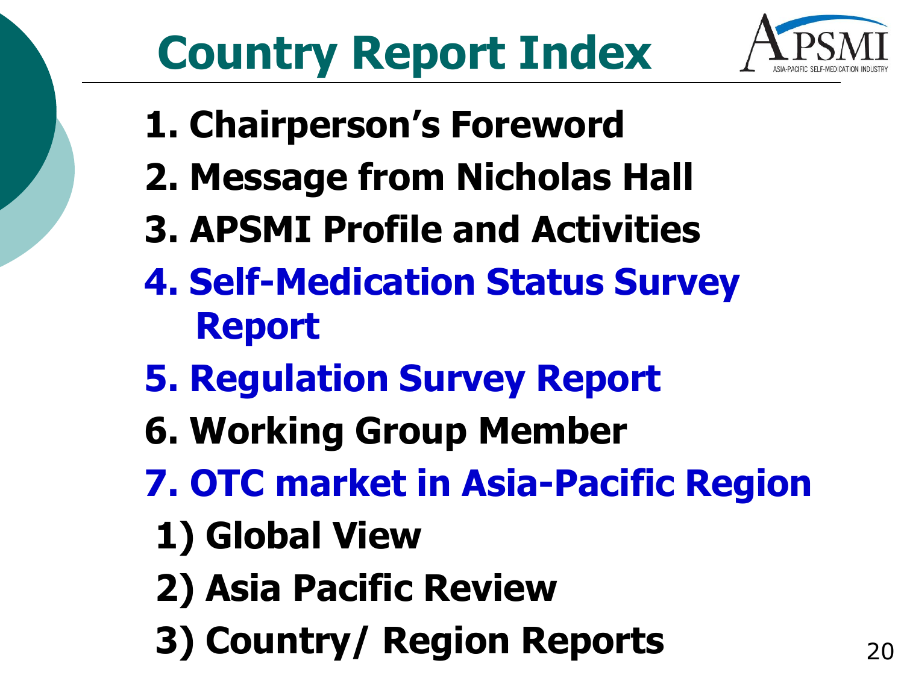# Country Report Index

1. Chairperson's Foreword
2. Message from Nicholas Hall
3. APSMI Profile and Activities
4. Self-Medication Status Survey Report
5. Regulation Survey Report
6. Working Group Member
7. OTC market in Asia-Pacific Region
   1) Global View
   2) Asia Pacific Review
   3) Country/ Region Reports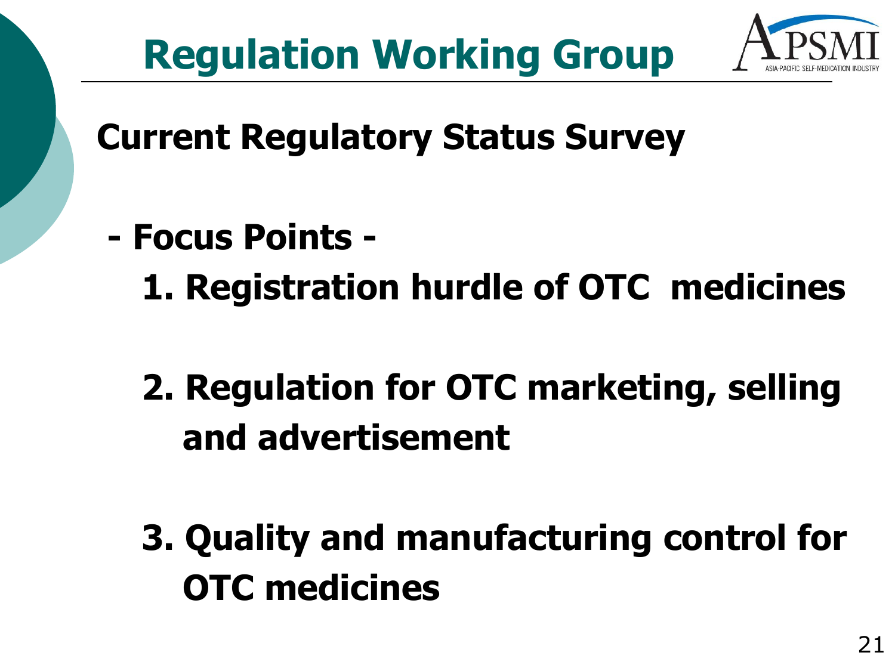# Regulation Working Group

## Current Regulatory Status Survey

**- Focus Points -**

1. **Registration hurdle of OTC medicines**
2. **Regulation for OTC marketing, selling and advertisement**
3. **Quality and manufacturing control for OTC medicines**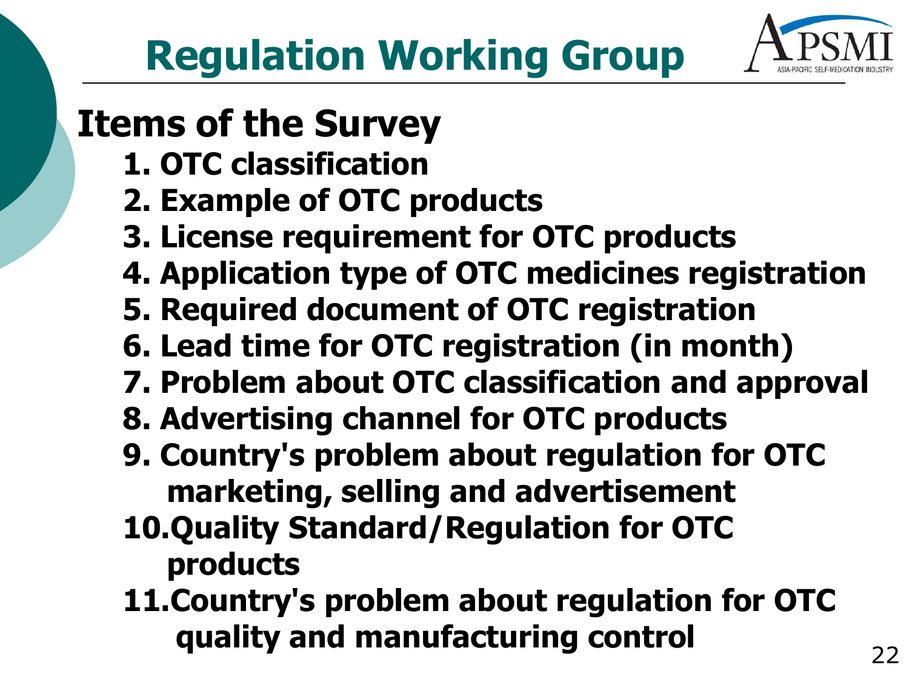# Regulation Working Group

## Items of the Survey

1. OTC classification
2. Example of OTC products
3. License requirement for OTC products
4. Application type of OTC medicines registration
5. Required document of OTC registration
6. Lead time for OTC registration (in month)
7. Problem about OTC classification and approval
8. Advertising channel for OTC products
9. Country's problem about regulation for OTC marketing, selling and advertisement
10. Quality Standard/Regulation for OTC products
11. Country's problem about regulation for OTC quality and manufacturing control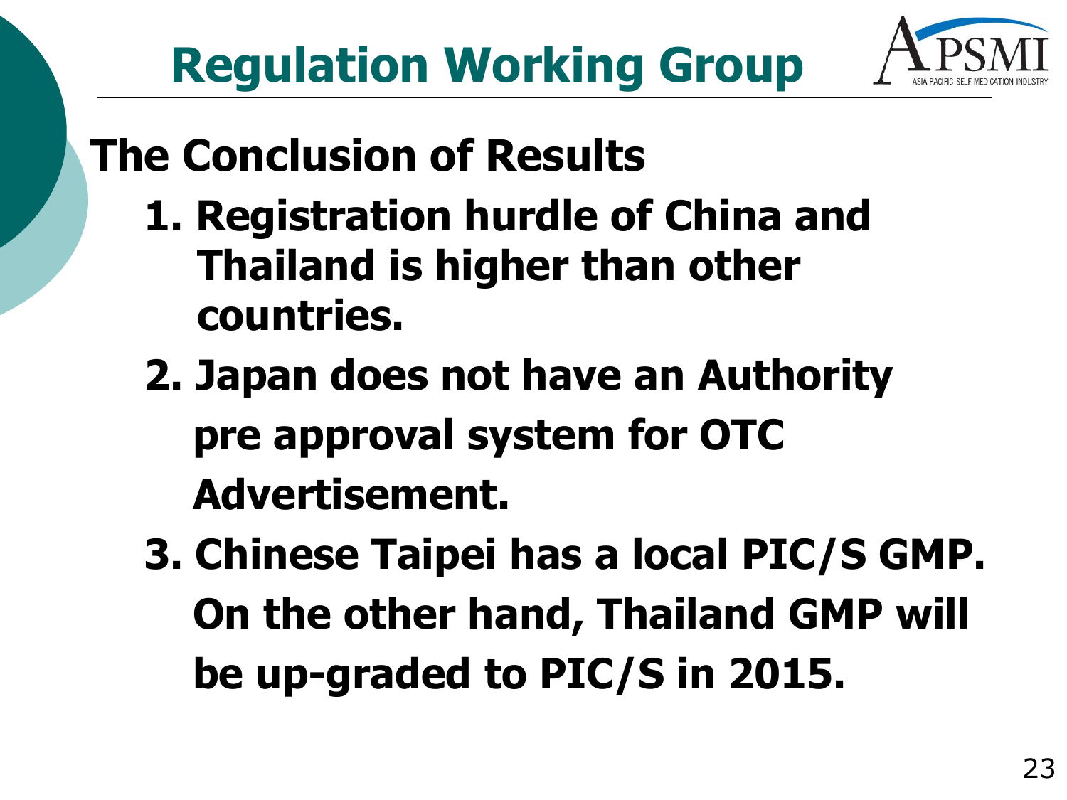# Regulation Working Group

## The Conclusion of Results

1. Registration hurdle of China and Thailand is higher than other countries.
2. Japan does not have an Authority pre approval system for OTC Advertisement.
3. Chinese Taipei has a local PIC/S GMP. On the other hand, Thailand GMP will be up-graded to PIC/S in 2015.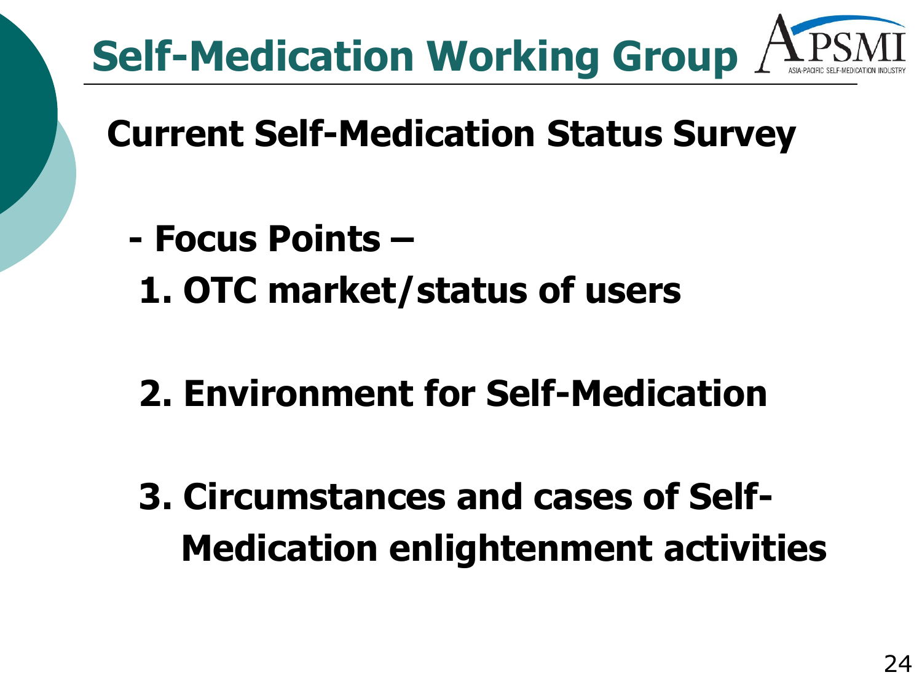# Self-Medication Working Group

## Current Self-Medication Status Survey

**- Focus Points –**

1. **OTC market/status of users**
2. **Environment for Self-Medication**
3. **Circumstances and cases of Self-Medication enlightenment activities**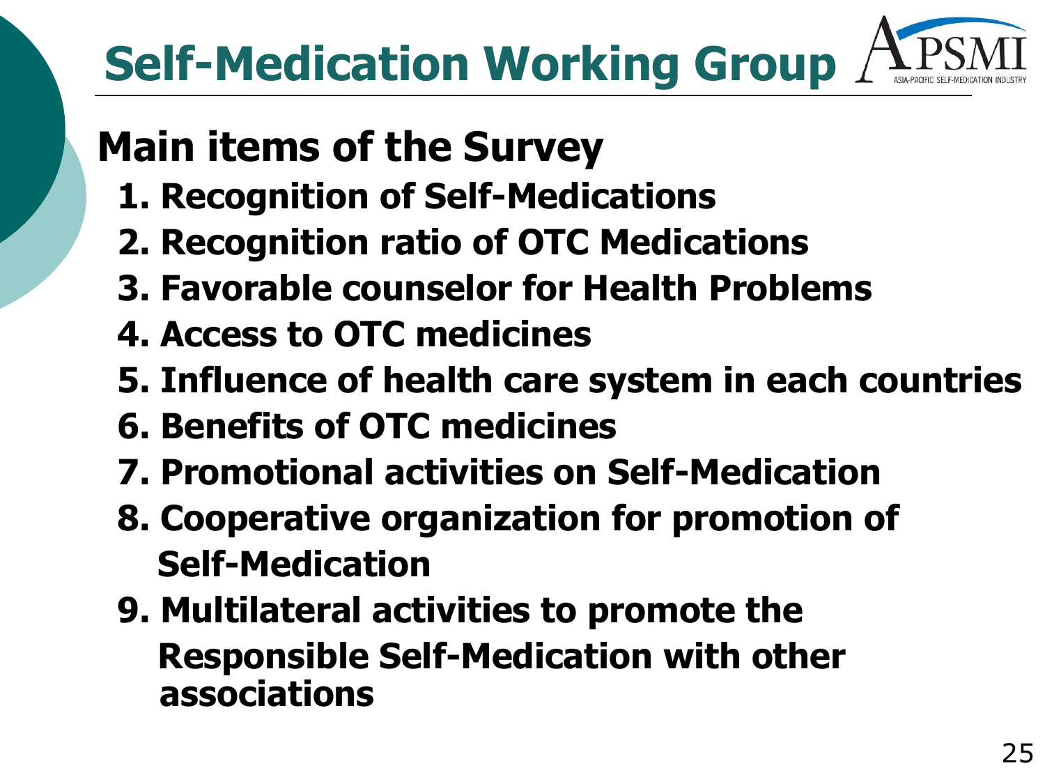# Self-Medication Working Group

## Main items of the Survey

1. **Recognition of Self-Medications**
2. **Recognition ratio of OTC Medications**
3. **Favorable counselor for Health Problems**
4. **Access to OTC medicines**
5. **Influence of health care system in each countries**
6. **Benefits of OTC medicines**
7. **Promotional activities on Self-Medication**
8. **Cooperative organization for promotion of Self-Medication**
9. **Multilateral activities to promote the Responsible Self-Medication with other associations**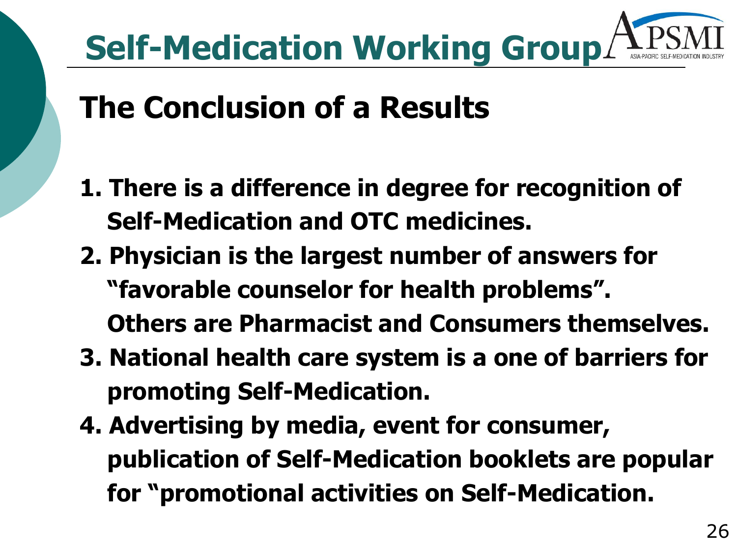# Self-Medication Working Group

## The Conclusion of a Results

1. There is a difference in degree for recognition of Self-Medication and OTC medicines.
2. Physician is the largest number of answers for "favorable counselor for health problems". Others are Pharmacist and Consumers themselves.
3. National health care system is a one of barriers for promoting Self-Medication.
4. Advertising by media, event for consumer, publication of Self-Medication booklets are popular for "promotional activities on Self-Medication.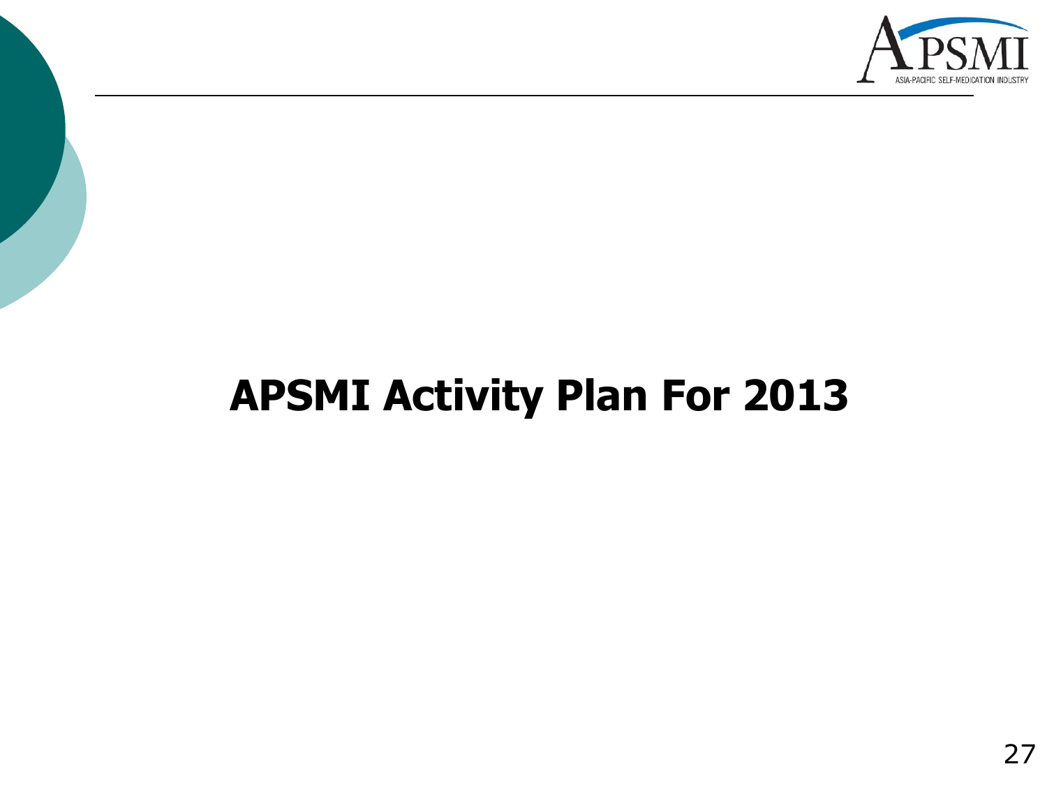# APSMI Activity Plan For 2013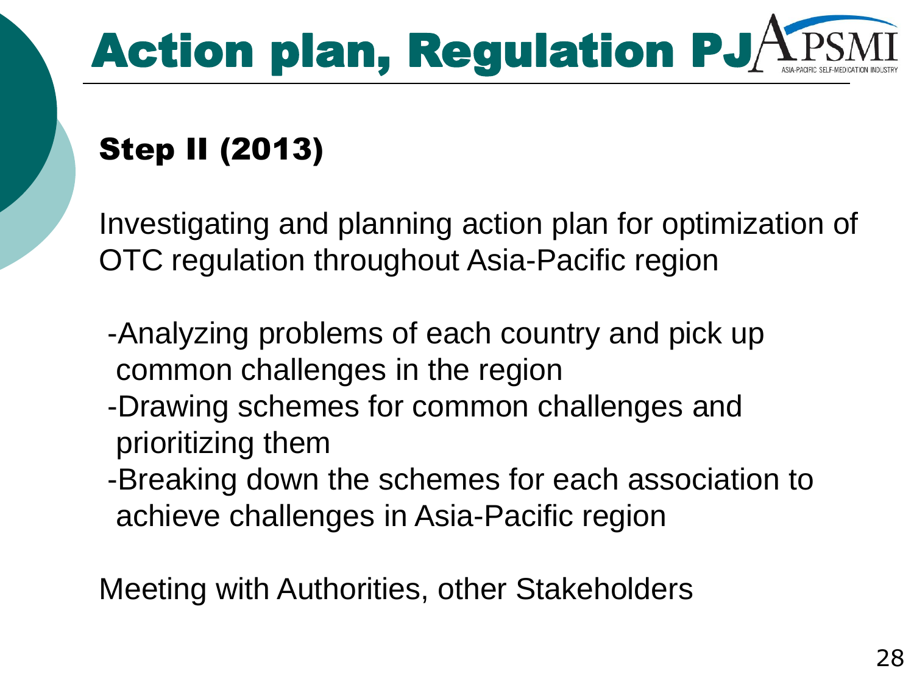# Action plan, Regulation PJ

## Step II (2013)

Investigating and planning action plan for optimization of OTC regulation throughout Asia-Pacific region

- Analyzing problems of each country and pick up common challenges in the region
- Drawing schemes for common challenges and prioritizing them
- Breaking down the schemes for each association to achieve challenges in Asia-Pacific region

Meeting with Authorities, other Stakeholders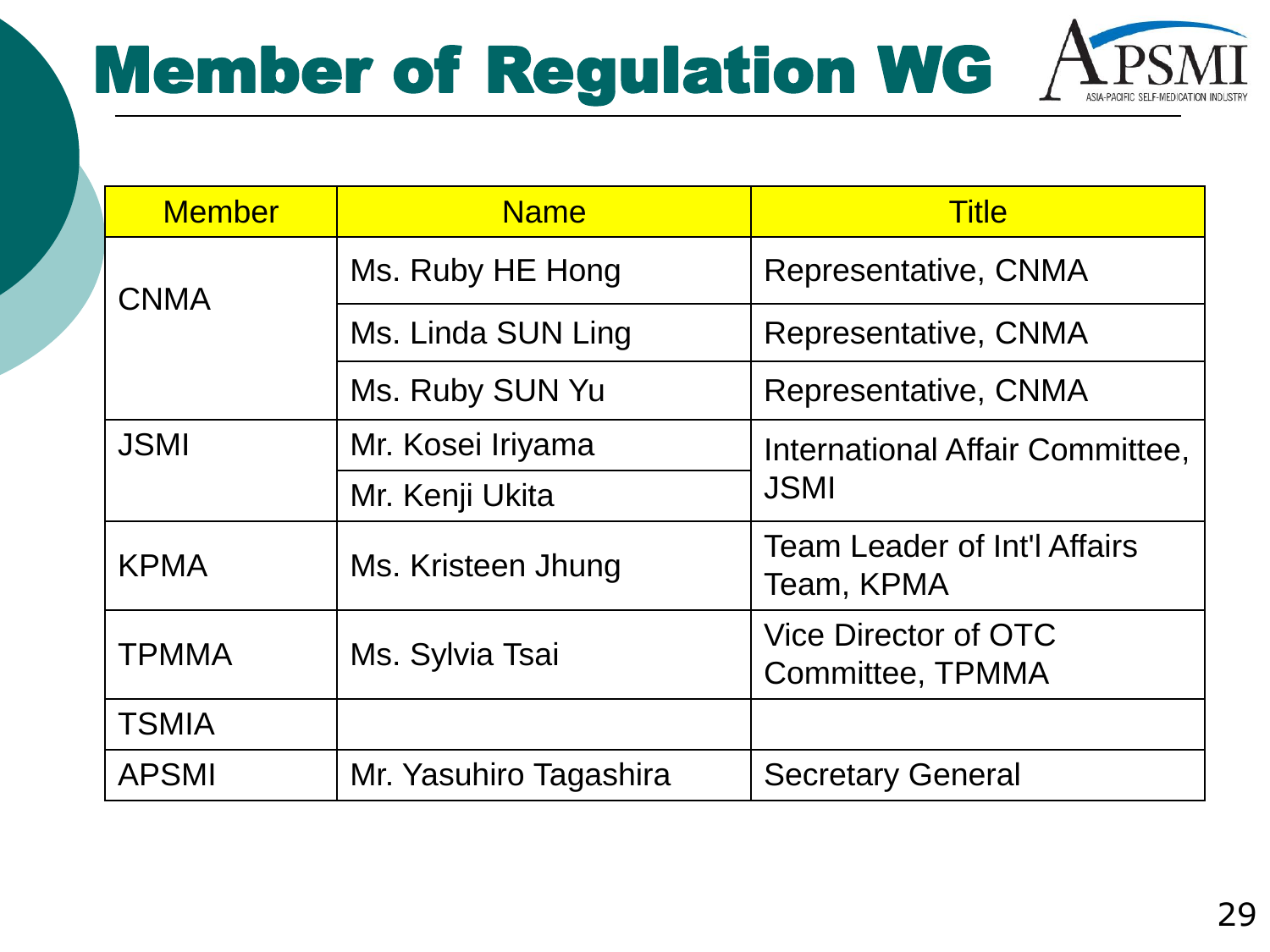# Member of Regulation WG

| Member | Name | Title |
| --- | --- | --- |
| CNMA | Ms. Ruby HE Hong | Representative, CNMA |
| | Ms. Linda SUN Ling | Representative, CNMA |
| | Ms. Ruby SUN Yu | Representative, CNMA |
| JSMI | Mr. Kosei Iriyama | International Affair Committee, JSMI |
| | Mr. Kenji Ukita | |
| KPMA | Ms. Kristeen Jhung | Team Leader of Int'l Affairs Team, KPMA |
| TPMMA | Ms. Sylvia Tsai | Vice Director of OTC Committee, TPMMA |
| TSMIA | | |
| APSMI | Mr. Yasuhiro Tagashira | Secretary General |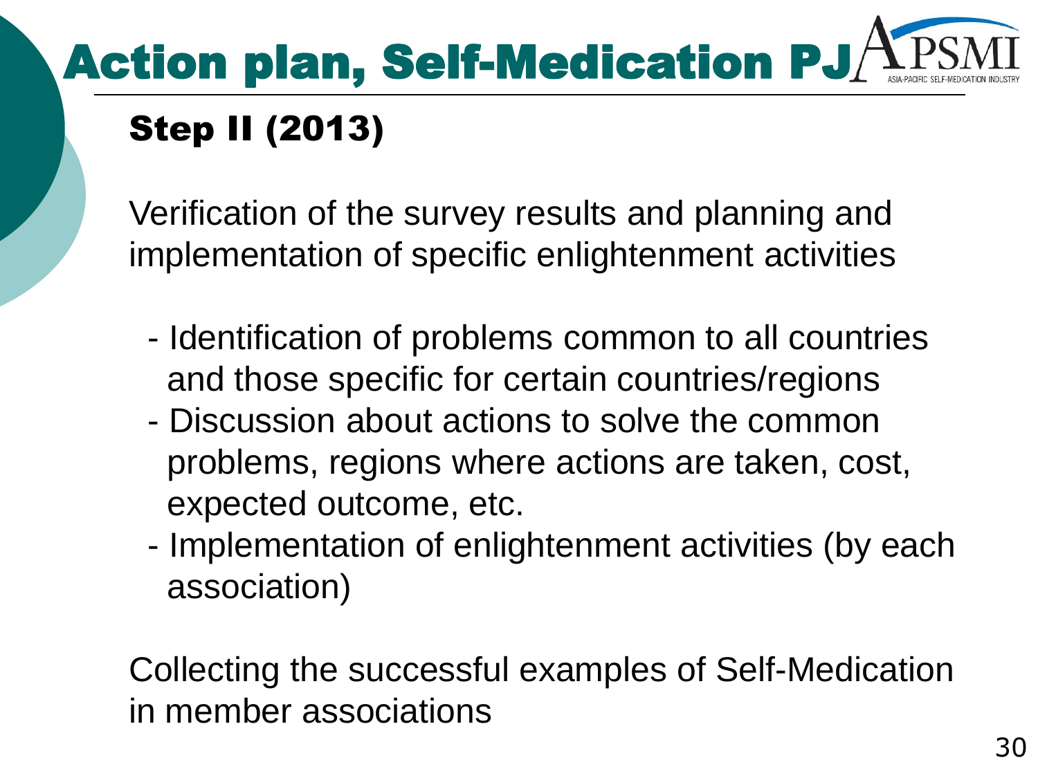# Action plan, Self-Medication PJ

## Step II (2013)

Verification of the survey results and planning and implementation of specific enlightenment activities

- Identification of problems common to all countries and those specific for certain countries/regions
- Discussion about actions to solve the common problems, regions where actions are taken, cost, expected outcome, etc.
- Implementation of enlightenment activities (by each association)

Collecting the successful examples of Self-Medication in member associations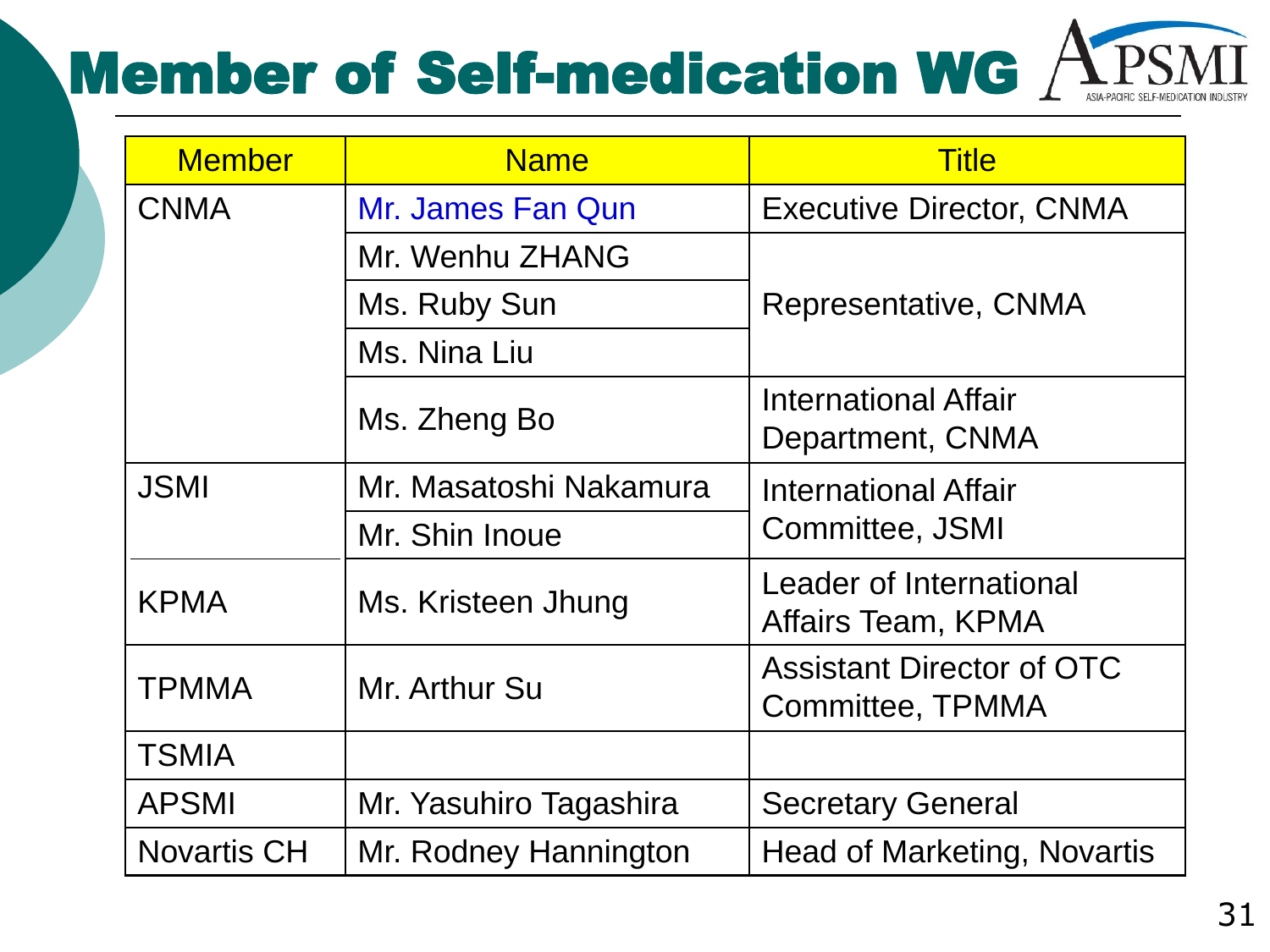# Member of Self-medication WG

| Member | Name | Title |
| --- | --- | --- |
| CNMA | Mr. James Fan Qun | Executive Director, CNMA |
| | Mr. Wenhu ZHANG | Representative, CNMA |
| | Ms. Ruby Sun | |
| | Ms. Nina Liu | |
| | Ms. Zheng Bo | International Affair Department, CNMA |
| JSMI | Mr. Masatoshi Nakamura | International Affair Committee, JSMI |
| | Mr. Shin Inoue | |
| KPMA | Ms. Kristeen Jhung | Leader of International Affairs Team, KPMA |
| TPMMA | Mr. Arthur Su | Assistant Director of OTC Committee, TPMMA |
| TSMIA | | |
| APSMI | Mr. Yasuhiro Tagashira | Secretary General |
| Novartis CH | Mr. Rodney Hannington | Head of Marketing, Novartis |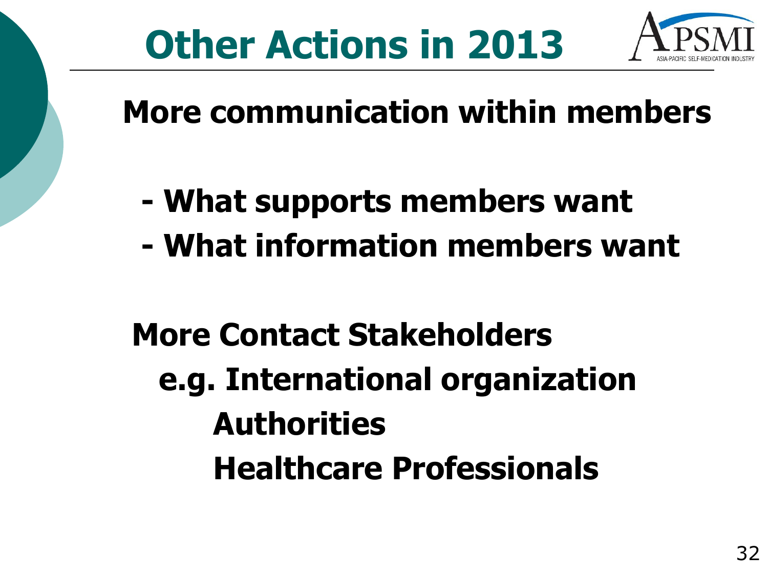# Other Actions in 2013

**More communication within members**

- **What supports members want**
- **What information members want**

**More Contact Stakeholders**

**e.g. International organization**

**Authorities**

**Healthcare Professionals**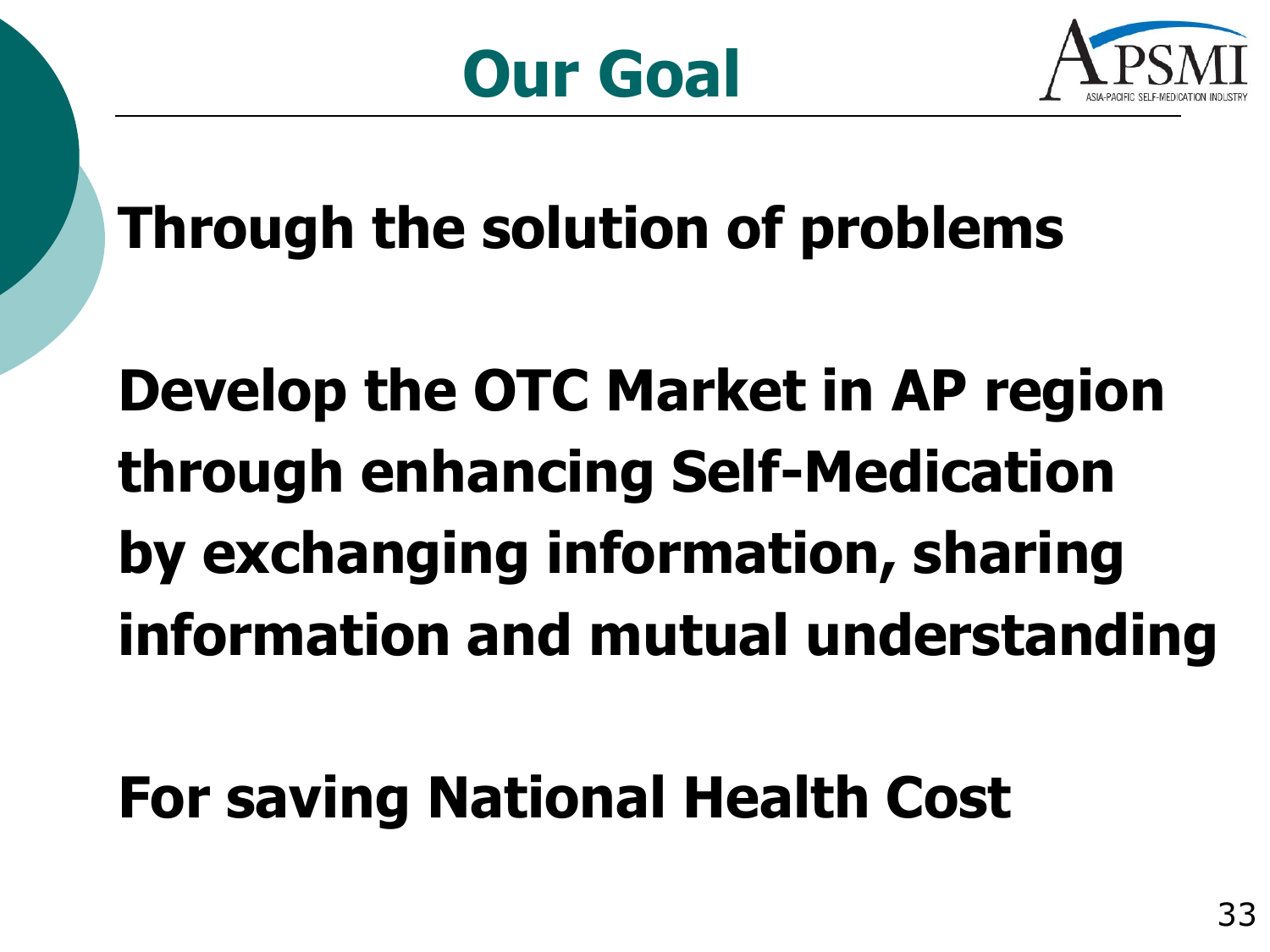# Our Goal

**Through the solution of problems**

**Develop the OTC Market in AP region through enhancing Self-Medication by exchanging information, sharing information and mutual understanding**

**For saving National Health Cost**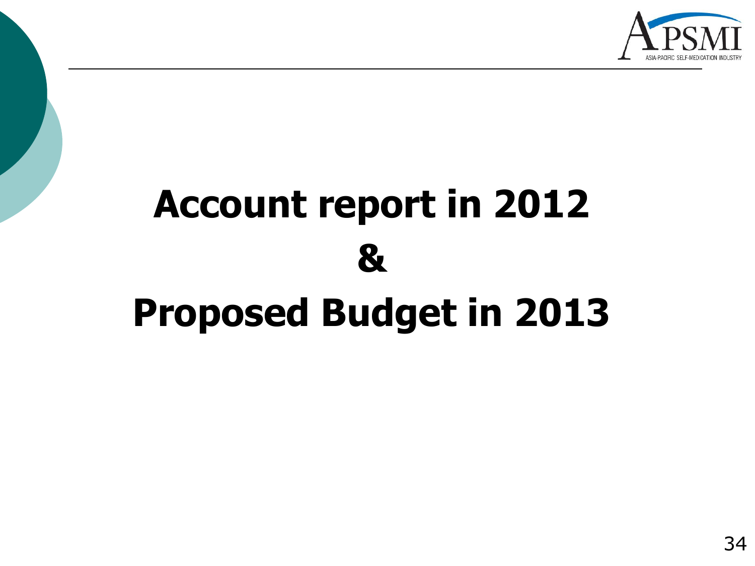# Account report in 2012
# &
# Proposed Budget in 2013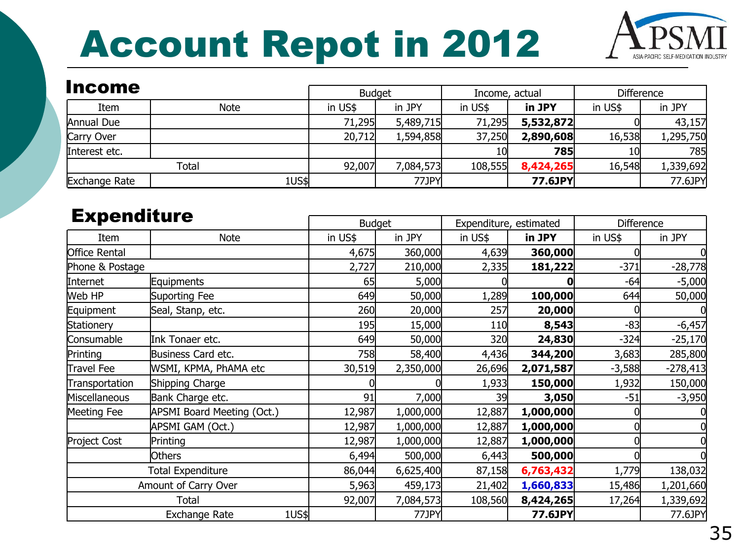# Account Repot in 2012

## Income

| Item | Note | Budget | | Income, actual | | Difference | |
|---|---|---|---|---|---|---|---|
| | | in US$ | in JPY | in US$ | **in JPY** | in US$ | in JPY |
| Annual Due | | 71,295 | 5,489,715 | 71,295 | **5,532,872** | 0 | 43,157 |
| Carry Over | | 20,712 | 1,594,858 | 37,250 | **2,890,608** | 16,538 | 1,295,750 |
| Interest etc. | | | | 10 | **785** | 10 | 785 |
| Total | | 92,007 | 7,084,573 | 108,555 | **8,424,265** | 16,548 | 1,339,692 |
| Exchange Rate | 1US$ | | 77JPY | | **77.6JPY** | | 77.6JPY |

## Expenditure

| Item | Note | Budget | | Expenditure, estimated | | Difference | |
|---|---|---|---|---|---|---|---|
| | | in US$ | in JPY | in US$ | **in JPY** | in US$ | in JPY |
| Office Rental | | 4,675 | 360,000 | 4,639 | **360,000** | 0 | 0 |
| Phone & Postage | | 2,727 | 210,000 | 2,335 | **181,222** | -371 | -28,778 |
| Internet | Equipments | 65 | 5,000 | 0 | **0** | -64 | -5,000 |
| Web HP | Suporting Fee | 649 | 50,000 | 1,289 | **100,000** | 644 | 50,000 |
| Equipment | Seal, Stanp, etc. | 260 | 20,000 | 257 | **20,000** | 0 | 0 |
| Stationery | | 195 | 15,000 | 110 | **8,543** | -83 | -6,457 |
| Consumable | Ink Tonaer etc. | 649 | 50,000 | 320 | **24,830** | -324 | -25,170 |
| Printing | Business Card etc. | 758 | 58,400 | 4,436 | **344,200** | 3,683 | 285,800 |
| Travel Fee | WSMI, KPMA, PhAMA etc | 30,519 | 2,350,000 | 26,696 | **2,071,587** | -3,588 | -278,413 |
| Transportation | Shipping Charge | 0 | 0 | 1,933 | **150,000** | 1,932 | 150,000 |
| Miscellaneous | Bank Charge etc. | 91 | 7,000 | 39 | **3,050** | -51 | -3,950 |
| Meeting Fee | APSMI Board Meeting (Oct.) | 12,987 | 1,000,000 | 12,887 | **1,000,000** | 0 | 0 |
| | APSMI GAM (Oct.) | 12,987 | 1,000,000 | 12,887 | **1,000,000** | 0 | 0 |
| Project Cost | Printing | 12,987 | 1,000,000 | 12,887 | **1,000,000** | 0 | 0 |
| | Others | 6,494 | 500,000 | 6,443 | **500,000** | 0 | 0 |
| Total Expenditure | | 86,044 | 6,625,400 | 87,158 | **6,763,432** | 1,779 | 138,032 |
| Amount of Carry Over | | 5,963 | 459,173 | 21,402 | **1,660,833** | 15,486 | 1,201,660 |
| Total | | 92,007 | 7,084,573 | 108,560 | **8,424,265** | 17,264 | 1,339,692 |
| Exchange Rate | 1US$ | | 77JPY | | **77.6JPY** | | 77.6JPY |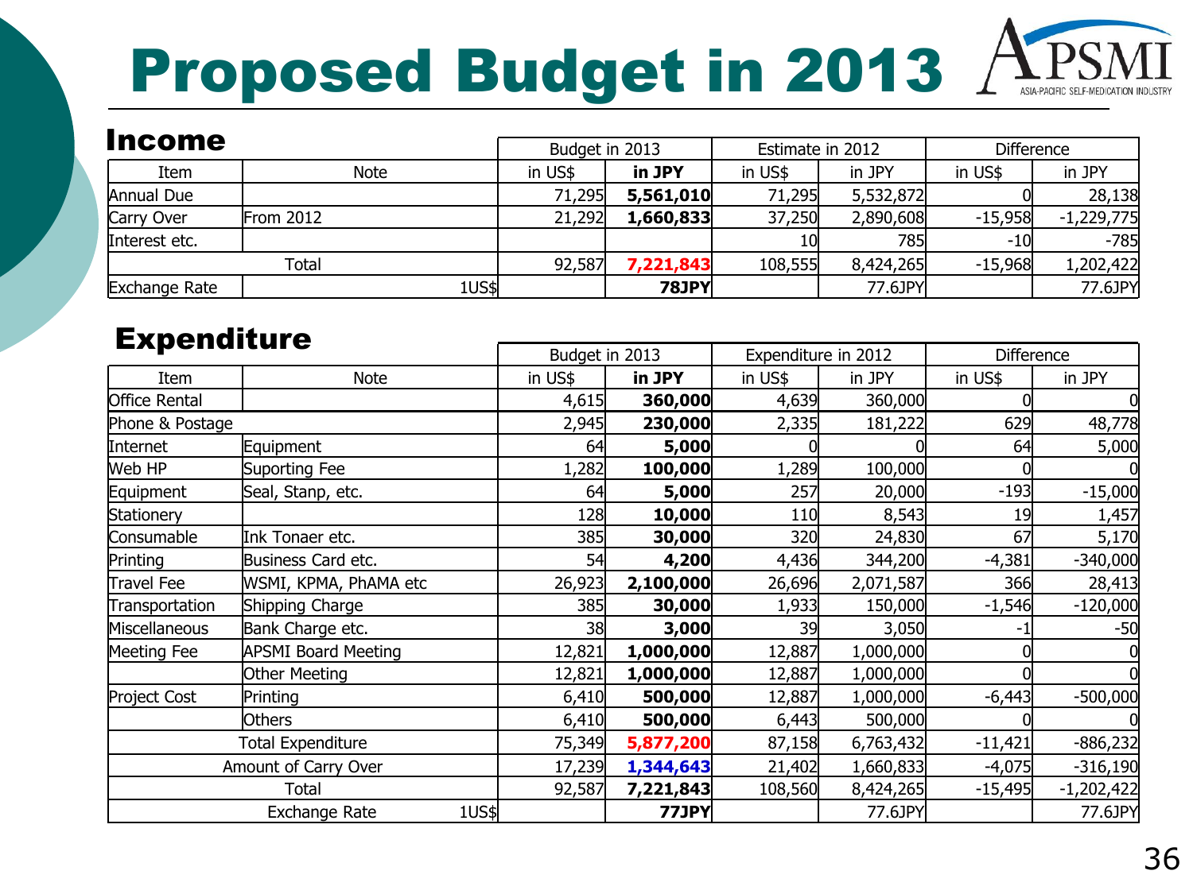# Proposed Budget in 2013

## Income

| Item | Note | Budget in 2013 | | Estimate in 2012 | | Difference | |
|---|---|---|---|---|---|---|---|
| | | in US$ | **in JPY** | in US$ | in JPY | in US$ | in JPY |
| Annual Due | | 71,295 | **5,561,010** | 71,295 | 5,532,872 | 0 | 28,138 |
| Carry Over | From 2012 | 21,292 | **1,660,833** | 37,250 | 2,890,608 | -15,958 | -1,229,775 |
| Interest etc. | | | | 10 | 785 | -10 | -785 |
| Total | | 92,587 | **7,221,843** | 108,555 | 8,424,265 | -15,968 | 1,202,422 |
| Exchange Rate | 1US$ | | **78JPY** | | 77.6JPY | | 77.6JPY |

## Expenditure

| Item | Note | Budget in 2013 | | Expenditure in 2012 | | Difference | |
|---|---|---|---|---|---|---|---|
| | | in US$ | **in JPY** | in US$ | in JPY | in US$ | in JPY |
| Office Rental | | 4,615 | **360,000** | 4,639 | 360,000 | 0 | 0 |
| Phone & Postage | | 2,945 | **230,000** | 2,335 | 181,222 | 629 | 48,778 |
| Internet | Equipment | 64 | **5,000** | 0 | 0 | 64 | 5,000 |
| Web HP | Suporting Fee | 1,282 | **100,000** | 1,289 | 100,000 | 0 | 0 |
| Equipment | Seal, Stanp, etc. | 64 | **5,000** | 257 | 20,000 | -193 | -15,000 |
| Stationery | | 128 | **10,000** | 110 | 8,543 | 19 | 1,457 |
| Consumable | Ink Tonaer etc. | 385 | **30,000** | 320 | 24,830 | 67 | 5,170 |
| Printing | Business Card etc. | 54 | **4,200** | 4,436 | 344,200 | -4,381 | -340,000 |
| Travel Fee | WSMI, KPMA, PhAMA etc | 26,923 | **2,100,000** | 26,696 | 2,071,587 | 366 | 28,413 |
| Transportation | Shipping Charge | 385 | **30,000** | 1,933 | 150,000 | -1,546 | -120,000 |
| Miscellaneous | Bank Charge etc. | 38 | **3,000** | 39 | 3,050 | -1 | -50 |
| Meeting Fee | APSMI Board Meeting | 12,821 | **1,000,000** | 12,887 | 1,000,000 | 0 | 0 |
| | Other Meeting | 12,821 | **1,000,000** | 12,887 | 1,000,000 | 0 | 0 |
| Project Cost | Printing | 6,410 | **500,000** | 12,887 | 1,000,000 | -6,443 | -500,000 |
| | Others | 6,410 | **500,000** | 6,443 | 500,000 | 0 | 0 |
| Total Expenditure | | 75,349 | **5,877,200** | 87,158 | 6,763,432 | -11,421 | -886,232 |
| Amount of Carry Over | | 17,239 | **1,344,643** | 21,402 | 1,660,833 | -4,075 | -316,190 |
| Total | | 92,587 | **7,221,843** | 108,560 | 8,424,265 | -15,495 | -1,202,422 |
| Exchange Rate | 1US$ | | **77JPY** | | 77.6JPY | | 77.6JPY |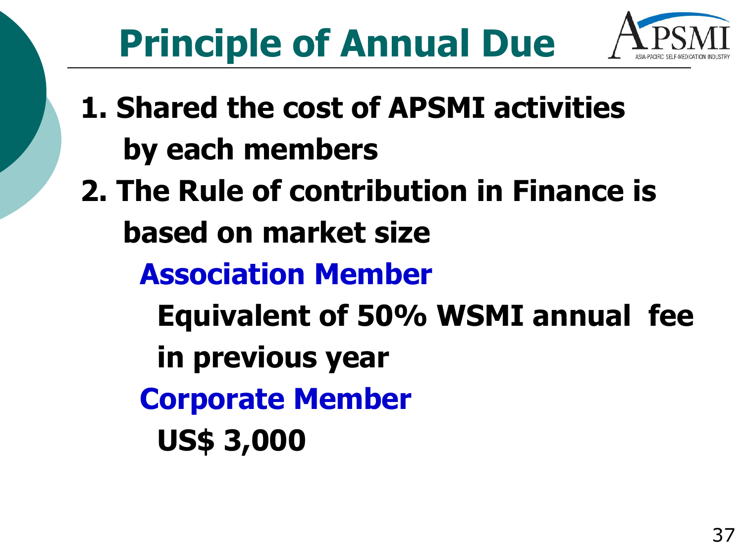# Principle of Annual Due

1. **Shared the cost of APSMI activities by each members**
2. **The Rule of contribution in Finance is based on market size**

   **Association Member**

   **Equivalent of 50% WSMI annual fee in previous year**

   **Corporate Member**

   **US$ 3,000**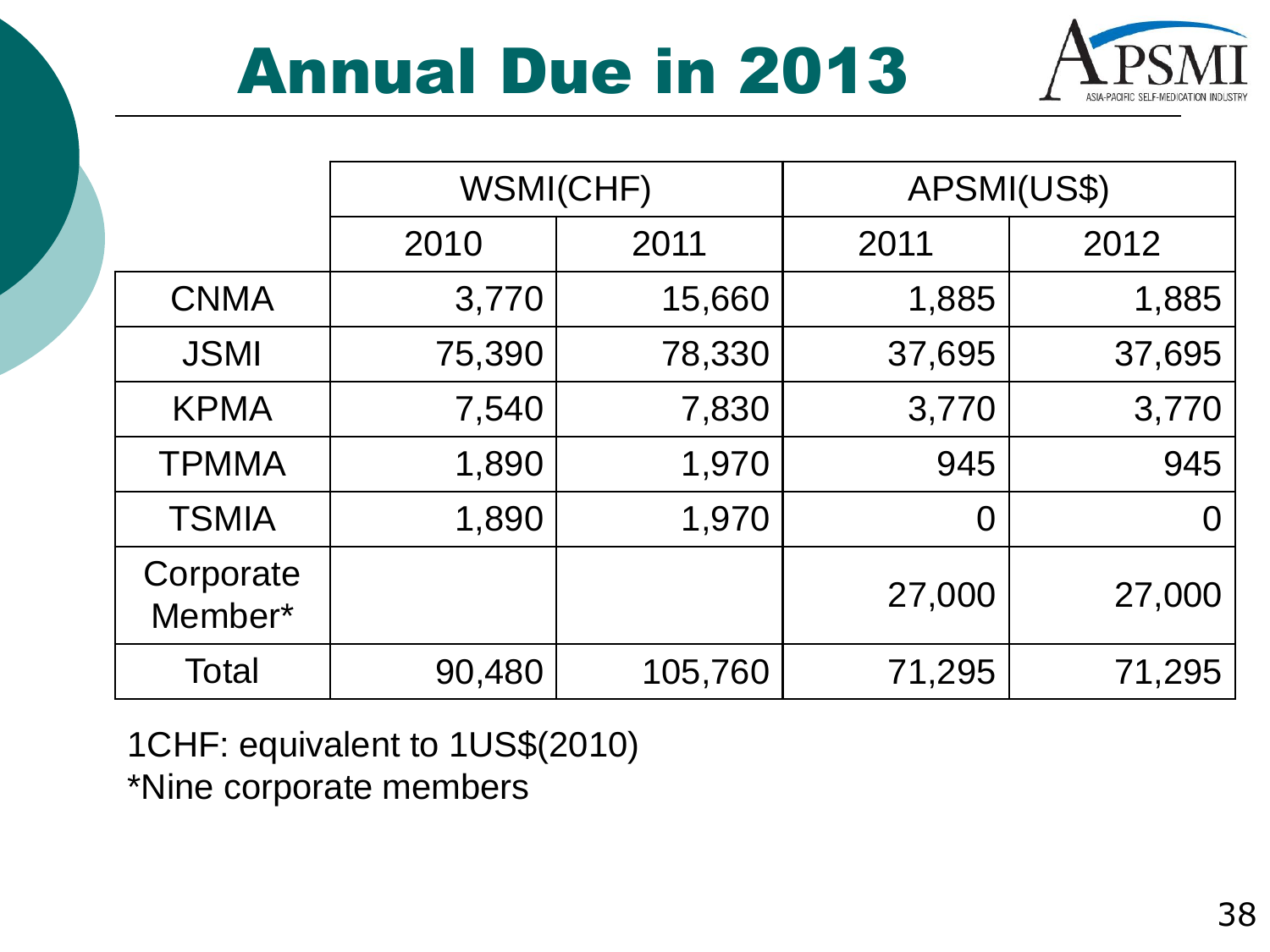# Annual Due in 2013

| | WSMI(CHF) | | APSMI(US$) | |
|---|---|---|---|---|
| | 2010 | 2011 | 2011 | 2012 |
| CNMA | 3,770 | 15,660 | 1,885 | 1,885 |
| JSMI | 75,390 | 78,330 | 37,695 | 37,695 |
| KPMA | 7,540 | 7,830 | 3,770 | 3,770 |
| TPMMA | 1,890 | 1,970 | 945 | 945 |
| TSMIA | 1,890 | 1,970 | 0 | 0 |
| Corporate Member* | | | 27,000 | 27,000 |
| Total | 90,480 | 105,760 | 71,295 | 71,295 |

1CHF: equivalent to 1US$(2010)
*Nine corporate members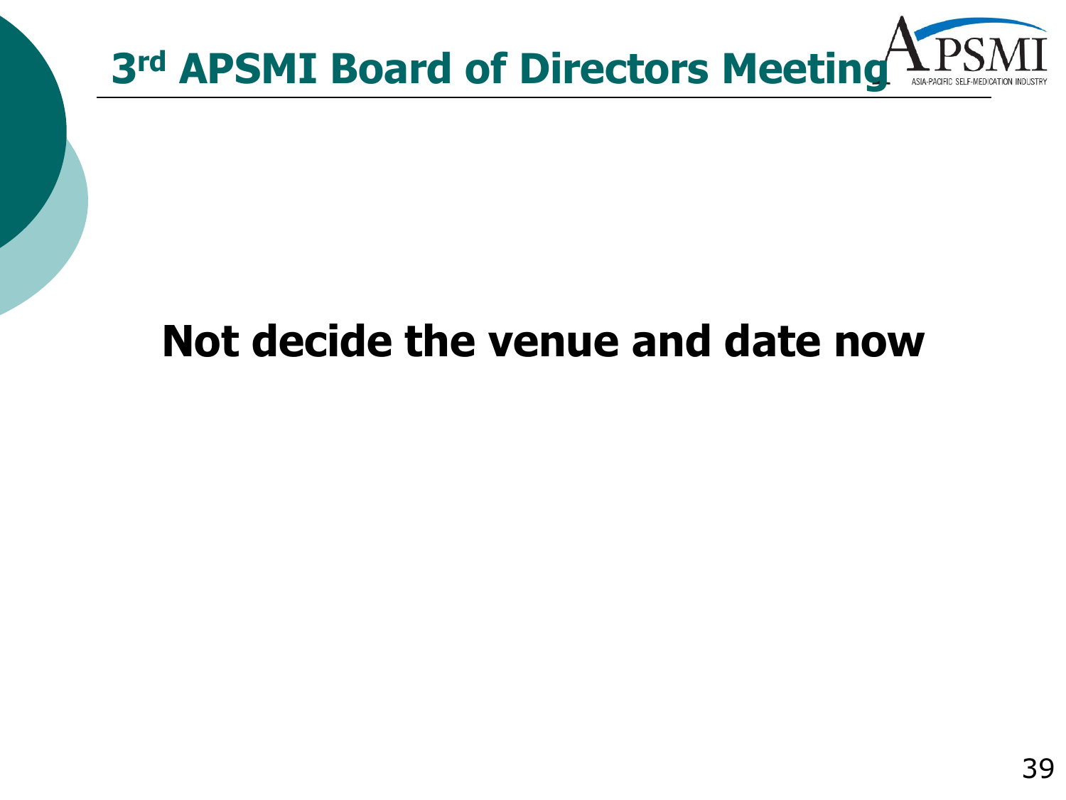# 3rd APSMI Board of Directors Meeting

**Not decide the venue and date now**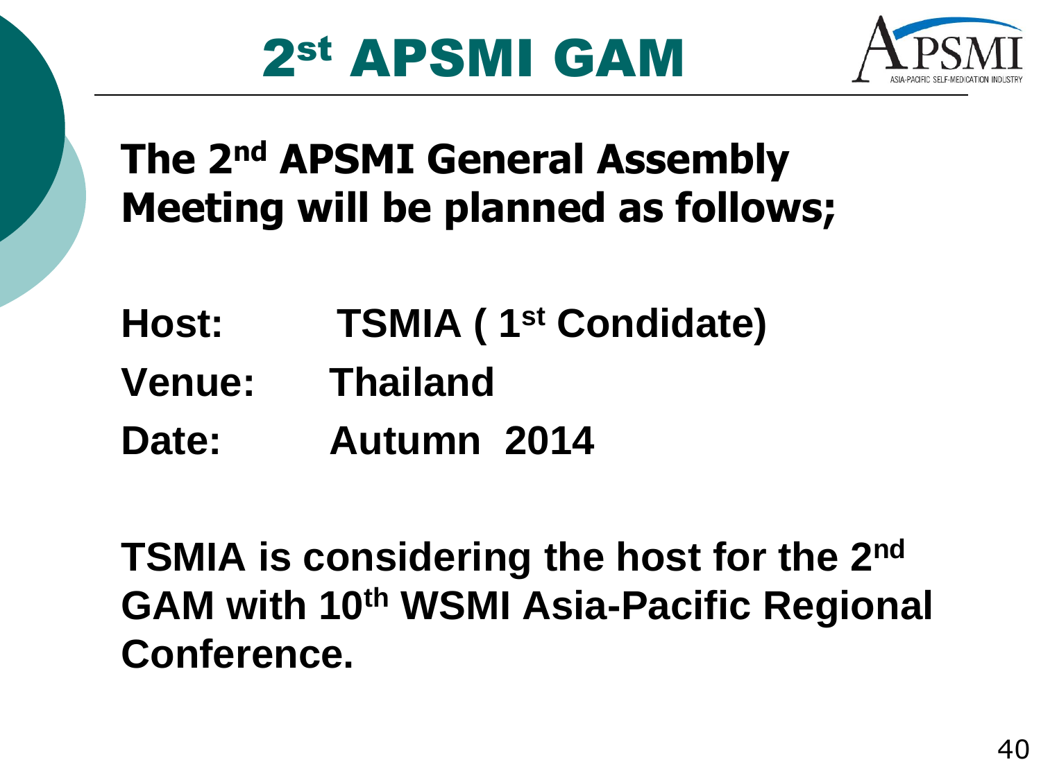# 2st APSMI GAM

**The 2nd APSMI General Assembly Meeting will be planned as follows;**

**Host:** TSMIA ( 1st Condidate)

**Venue:** Thailand

**Date:** Autumn 2014

**TSMIA is considering the host for the 2nd GAM with 10th WSMI Asia-Pacific Regional Conference.**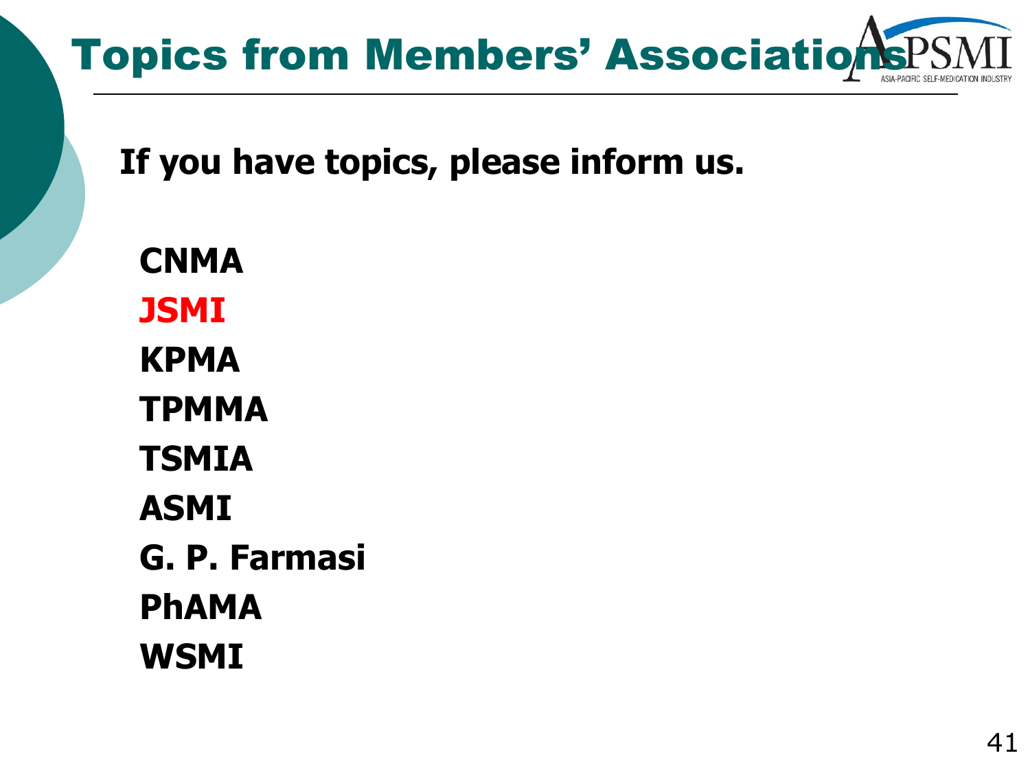# Topics from Members' Associations

**If you have topics, please inform us.**

**CNMA**
**JSMI**
**KPMA**
**TPMMA**
**TSMIA**
**ASMI**
**G. P. Farmasi**
**PhAMA**
**WSMI**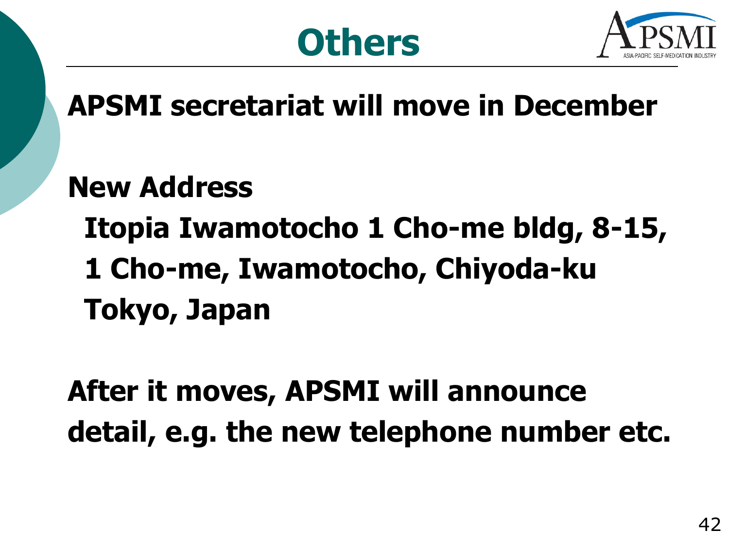# Others

**APSMI secretariat will move in December**

**New Address**

**Itopia Iwamotocho 1 Cho-me bldg, 8-15,**
**1 Cho-me, Iwamotocho, Chiyoda-ku**
**Tokyo, Japan**

**After it moves, APSMI will announce detail, e.g. the new telephone number etc.**